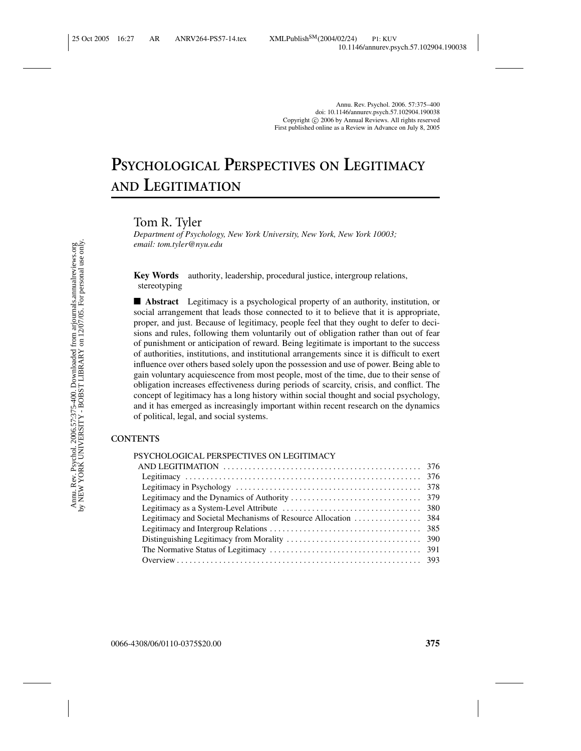Annu. Rev. Psychol. 2006. 57:375–400
doi: 10.1146/annurev.psych.57.102904.190038
Copyright © 2006 by Annual Reviews. All rights reserved
First published online as a Review in Advance on July 8, 2005

# PSYCHOLOGICAL PERSPECTIVES ON LEGITIMACY AND LEGITIMATION

Tom R. Tyler

*Department of Psychology, New York University, New York, New York 10003; email: tom.tyler@nyu.edu*

**Key Words** authority, leadership, procedural justice, intergroup relations, stereotyping

■ **Abstract** Legitimacy is a psychological property of an authority, institution, or social arrangement that leads those connected to it to believe that it is appropriate, proper, and just. Because of legitimacy, people feel that they ought to defer to decisions and rules, following them voluntarily out of obligation rather than out of fear of punishment or anticipation of reward. Being legitimate is important to the success of authorities, institutions, and institutional arrangements since it is difficult to exert influence over others based solely upon the possession and use of power. Being able to gain voluntary acquiescence from most people, most of the time, due to their sense of obligation increases effectiveness during periods of scarcity, crisis, and conflict. The concept of legitimacy has a long history within social thought and social psychology, and it has emerged as increasingly important within recent research on the dynamics of political, legal, and social systems.

**CONTENTS**

PSYCHOLOGICAL PERSPECTIVES ON LEGITIMACY AND LEGITIMATION ........ 376
- Legitimacy ........ 376
- Legitimacy in Psychology ........ 378
- Legitimacy and the Dynamics of Authority ........ 379
- Legitimacy as a System-Level Attribute ........ 380
- Legitimacy and Societal Mechanisms of Resource Allocation ........ 384
- Legitimacy and Intergroup Relations ........ 385
- Distinguishing Legitimacy from Morality ........ 390
- The Normative Status of Legitimacy ........ 391
- Overview ........ 393

0066-4308/06/0110-0375$20.00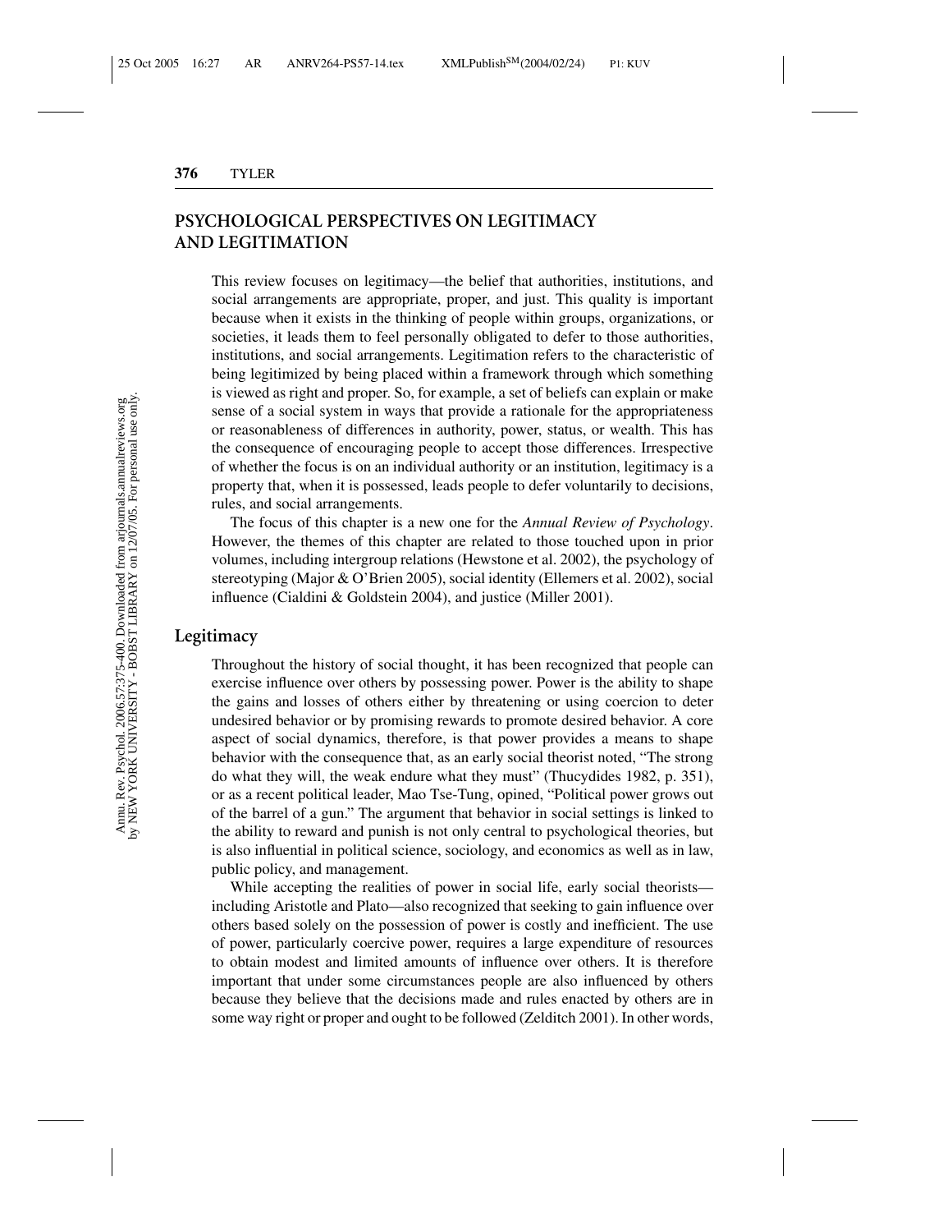## PSYCHOLOGICAL PERSPECTIVES ON LEGITIMACY AND LEGITIMATION

This review focuses on legitimacy—the belief that authorities, institutions, and social arrangements are appropriate, proper, and just. This quality is important because when it exists in the thinking of people within groups, organizations, or societies, it leads them to feel personally obligated to defer to those authorities, institutions, and social arrangements. Legitimation refers to the characteristic of being legitimized by being placed within a framework through which something is viewed as right and proper. So, for example, a set of beliefs can explain or make sense of a social system in ways that provide a rationale for the appropriateness or reasonableness of differences in authority, power, status, or wealth. This has the consequence of encouraging people to accept those differences. Irrespective of whether the focus is on an individual authority or an institution, legitimacy is a property that, when it is possessed, leads people to defer voluntarily to decisions, rules, and social arrangements.

The focus of this chapter is a new one for the *Annual Review of Psychology*. However, the themes of this chapter are related to those touched upon in prior volumes, including intergroup relations (Hewstone et al. 2002), the psychology of stereotyping (Major & O'Brien 2005), social identity (Ellemers et al. 2002), social influence (Cialdini & Goldstein 2004), and justice (Miller 2001).

### Legitimacy

Throughout the history of social thought, it has been recognized that people can exercise influence over others by possessing power. Power is the ability to shape the gains and losses of others either by threatening or using coercion to deter undesired behavior or by promising rewards to promote desired behavior. A core aspect of social dynamics, therefore, is that power provides a means to shape behavior with the consequence that, as an early social theorist noted, "The strong do what they will, the weak endure what they must" (Thucydides 1982, p. 351), or as a recent political leader, Mao Tse-Tung, opined, "Political power grows out of the barrel of a gun." The argument that behavior in social settings is linked to the ability to reward and punish is not only central to psychological theories, but is also influential in political science, sociology, and economics as well as in law, public policy, and management.

While accepting the realities of power in social life, early social theorists—including Aristotle and Plato—also recognized that seeking to gain influence over others based solely on the possession of power is costly and inefficient. The use of power, particularly coercive power, requires a large expenditure of resources to obtain modest and limited amounts of influence over others. It is therefore important that under some circumstances people are also influenced by others because they believe that the decisions made and rules enacted by others are in some way right or proper and ought to be followed (Zelditch 2001). In other words,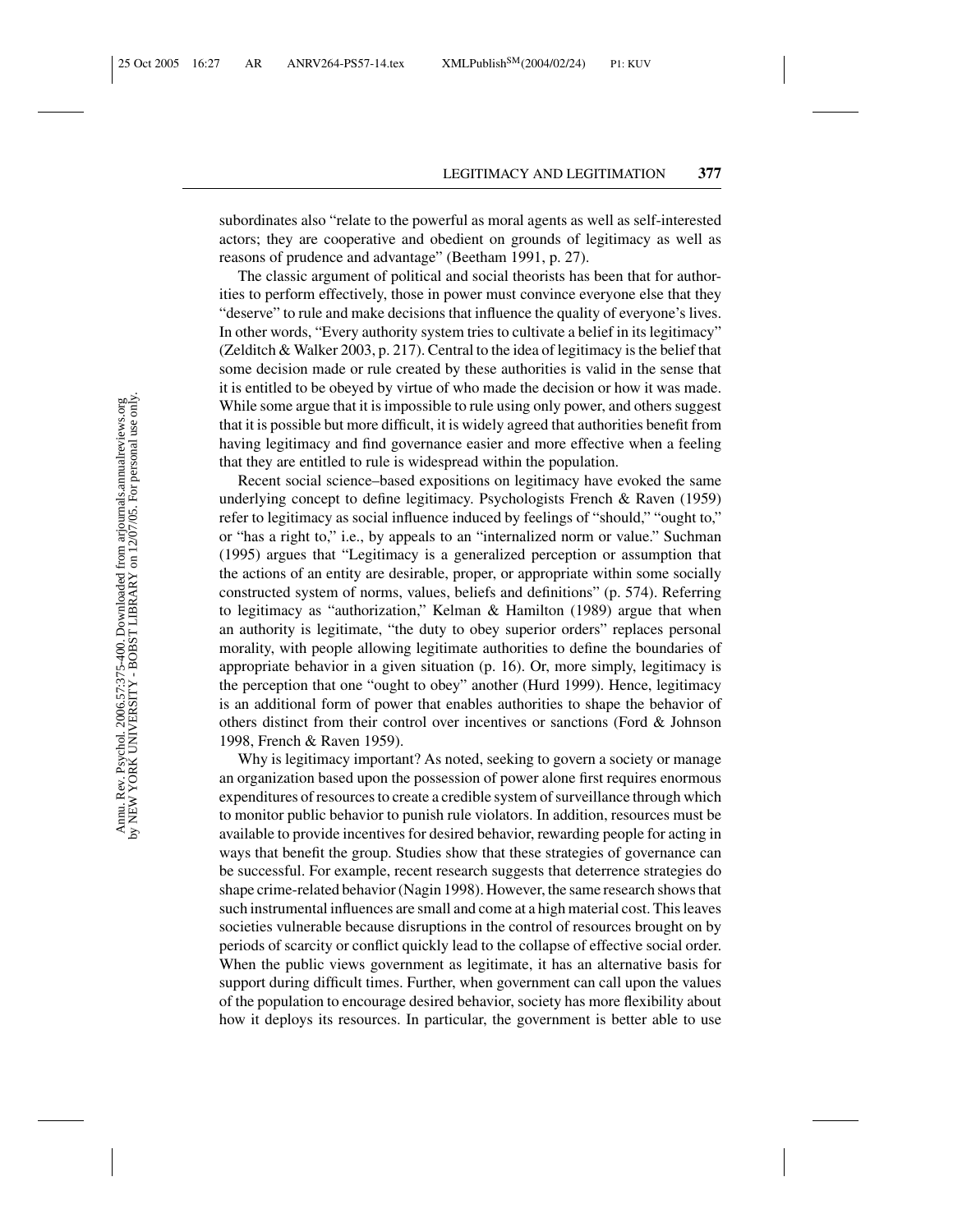subordinates also "relate to the powerful as moral agents as well as self-interested actors; they are cooperative and obedient on grounds of legitimacy as well as reasons of prudence and advantage" (Beetham 1991, p. 27).

The classic argument of political and social theorists has been that for authorities to perform effectively, those in power must convince everyone else that they "deserve" to rule and make decisions that influence the quality of everyone's lives. In other words, "Every authority system tries to cultivate a belief in its legitimacy" (Zelditch & Walker 2003, p. 217). Central to the idea of legitimacy is the belief that some decision made or rule created by these authorities is valid in the sense that it is entitled to be obeyed by virtue of who made the decision or how it was made. While some argue that it is impossible to rule using only power, and others suggest that it is possible but more difficult, it is widely agreed that authorities benefit from having legitimacy and find governance easier and more effective when a feeling that they are entitled to rule is widespread within the population.

Recent social science–based expositions on legitimacy have evoked the same underlying concept to define legitimacy. Psychologists French & Raven (1959) refer to legitimacy as social influence induced by feelings of "should," "ought to," or "has a right to," i.e., by appeals to an "internalized norm or value." Suchman (1995) argues that "Legitimacy is a generalized perception or assumption that the actions of an entity are desirable, proper, or appropriate within some socially constructed system of norms, values, beliefs and definitions" (p. 574). Referring to legitimacy as "authorization," Kelman & Hamilton (1989) argue that when an authority is legitimate, "the duty to obey superior orders" replaces personal morality, with people allowing legitimate authorities to define the boundaries of appropriate behavior in a given situation (p. 16). Or, more simply, legitimacy is the perception that one "ought to obey" another (Hurd 1999). Hence, legitimacy is an additional form of power that enables authorities to shape the behavior of others distinct from their control over incentives or sanctions (Ford & Johnson 1998, French & Raven 1959).

Why is legitimacy important? As noted, seeking to govern a society or manage an organization based upon the possession of power alone first requires enormous expenditures of resources to create a credible system of surveillance through which to monitor public behavior to punish rule violators. In addition, resources must be available to provide incentives for desired behavior, rewarding people for acting in ways that benefit the group. Studies show that these strategies of governance can be successful. For example, recent research suggests that deterrence strategies do shape crime-related behavior (Nagin 1998). However, the same research shows that such instrumental influences are small and come at a high material cost. This leaves societies vulnerable because disruptions in the control of resources brought on by periods of scarcity or conflict quickly lead to the collapse of effective social order. When the public views government as legitimate, it has an alternative basis for support during difficult times. Further, when government can call upon the values of the population to encourage desired behavior, society has more flexibility about how it deploys its resources. In particular, the government is better able to use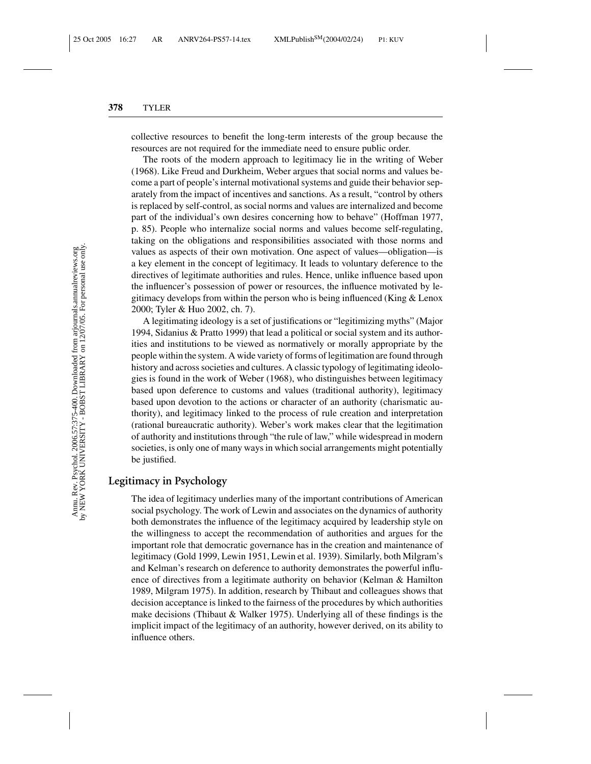collective resources to benefit the long-term interests of the group because the resources are not required for the immediate need to ensure public order.

The roots of the modern approach to legitimacy lie in the writing of Weber (1968). Like Freud and Durkheim, Weber argues that social norms and values become a part of people's internal motivational systems and guide their behavior separately from the impact of incentives and sanctions. As a result, "control by others is replaced by self-control, as social norms and values are internalized and become part of the individual's own desires concerning how to behave" (Hoffman 1977, p. 85). People who internalize social norms and values become self-regulating, taking on the obligations and responsibilities associated with those norms and values as aspects of their own motivation. One aspect of values—obligation—is a key element in the concept of legitimacy. It leads to voluntary deference to the directives of legitimate authorities and rules. Hence, unlike influence based upon the influencer's possession of power or resources, the influence motivated by legitimacy develops from within the person who is being influenced (King & Lenox 2000; Tyler & Huo 2002, ch. 7).

A legitimating ideology is a set of justifications or "legitimizing myths" (Major 1994, Sidanius & Pratto 1999) that lead a political or social system and its authorities and institutions to be viewed as normatively or morally appropriate by the people within the system. A wide variety of forms of legitimation are found through history and across societies and cultures. A classic typology of legitimating ideologies is found in the work of Weber (1968), who distinguishes between legitimacy based upon deference to customs and values (traditional authority), legitimacy based upon devotion to the actions or character of an authority (charismatic authority), and legitimacy linked to the process of rule creation and interpretation (rational bureaucratic authority). Weber's work makes clear that the legitimation of authority and institutions through "the rule of law," while widespread in modern societies, is only one of many ways in which social arrangements might potentially be justified.

## Legitimacy in Psychology

The idea of legitimacy underlies many of the important contributions of American social psychology. The work of Lewin and associates on the dynamics of authority both demonstrates the influence of the legitimacy acquired by leadership style on the willingness to accept the recommendation of authorities and argues for the important role that democratic governance has in the creation and maintenance of legitimacy (Gold 1999, Lewin 1951, Lewin et al. 1939). Similarly, both Milgram's and Kelman's research on deference to authority demonstrates the powerful influence of directives from a legitimate authority on behavior (Kelman & Hamilton 1989, Milgram 1975). In addition, research by Thibaut and colleagues shows that decision acceptance is linked to the fairness of the procedures by which authorities make decisions (Thibaut & Walker 1975). Underlying all of these findings is the implicit impact of the legitimacy of an authority, however derived, on its ability to influence others.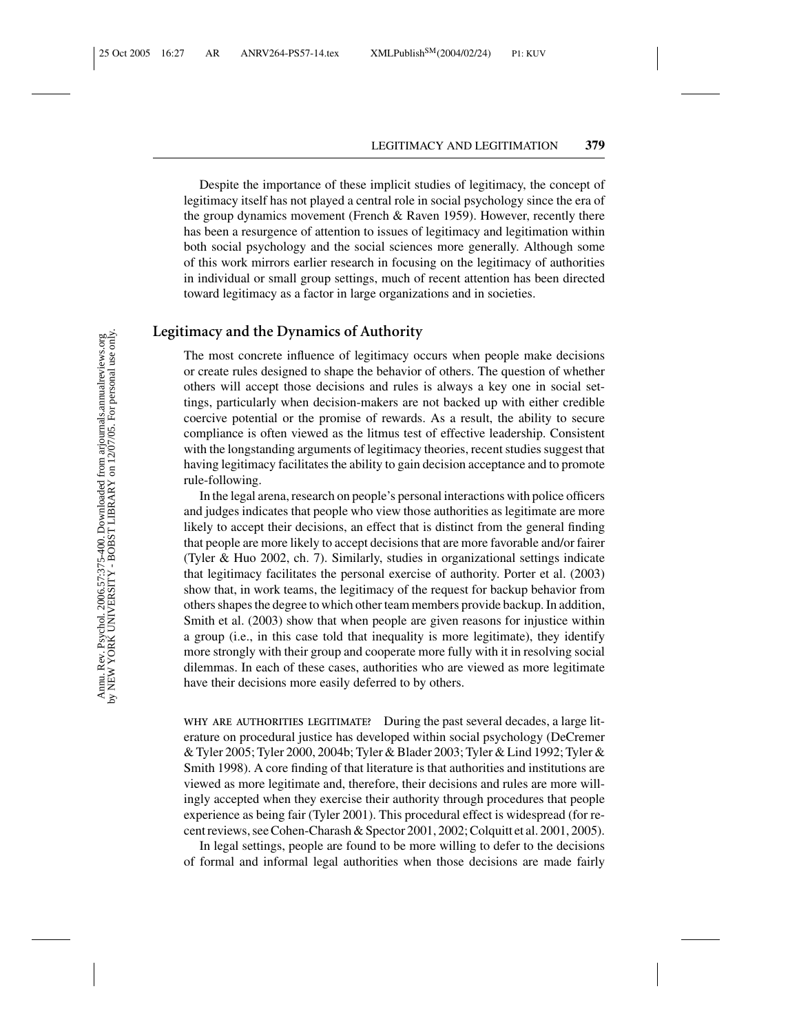Despite the importance of these implicit studies of legitimacy, the concept of legitimacy itself has not played a central role in social psychology since the era of the group dynamics movement (French & Raven 1959). However, recently there has been a resurgence of attention to issues of legitimacy and legitimation within both social psychology and the social sciences more generally. Although some of this work mirrors earlier research in focusing on the legitimacy of authorities in individual or small group settings, much of recent attention has been directed toward legitimacy as a factor in large organizations and in societies.

## Legitimacy and the Dynamics of Authority

The most concrete influence of legitimacy occurs when people make decisions or create rules designed to shape the behavior of others. The question of whether others will accept those decisions and rules is always a key one in social settings, particularly when decision-makers are not backed up with either credible coercive potential or the promise of rewards. As a result, the ability to secure compliance is often viewed as the litmus test of effective leadership. Consistent with the longstanding arguments of legitimacy theories, recent studies suggest that having legitimacy facilitates the ability to gain decision acceptance and to promote rule-following.

In the legal arena, research on people's personal interactions with police officers and judges indicates that people who view those authorities as legitimate are more likely to accept their decisions, an effect that is distinct from the general finding that people are more likely to accept decisions that are more favorable and/or fairer (Tyler & Huo 2002, ch. 7). Similarly, studies in organizational settings indicate that legitimacy facilitates the personal exercise of authority. Porter et al. (2003) show that, in work teams, the legitimacy of the request for backup behavior from others shapes the degree to which other team members provide backup. In addition, Smith et al. (2003) show that when people are given reasons for injustice within a group (i.e., in this case told that inequality is more legitimate), they identify more strongly with their group and cooperate more fully with it in resolving social dilemmas. In each of these cases, authorities who are viewed as more legitimate have their decisions more easily deferred to by others.

WHY ARE AUTHORITIES LEGITIMATE? During the past several decades, a large literature on procedural justice has developed within social psychology (DeCremer & Tyler 2005; Tyler 2000, 2004b; Tyler & Blader 2003; Tyler & Lind 1992; Tyler & Smith 1998). A core finding of that literature is that authorities and institutions are viewed as more legitimate and, therefore, their decisions and rules are more willingly accepted when they exercise their authority through procedures that people experience as being fair (Tyler 2001). This procedural effect is widespread (for recent reviews, see Cohen-Charash & Spector 2001, 2002; Colquitt et al. 2001, 2005).

In legal settings, people are found to be more willing to defer to the decisions of formal and informal legal authorities when those decisions are made fairly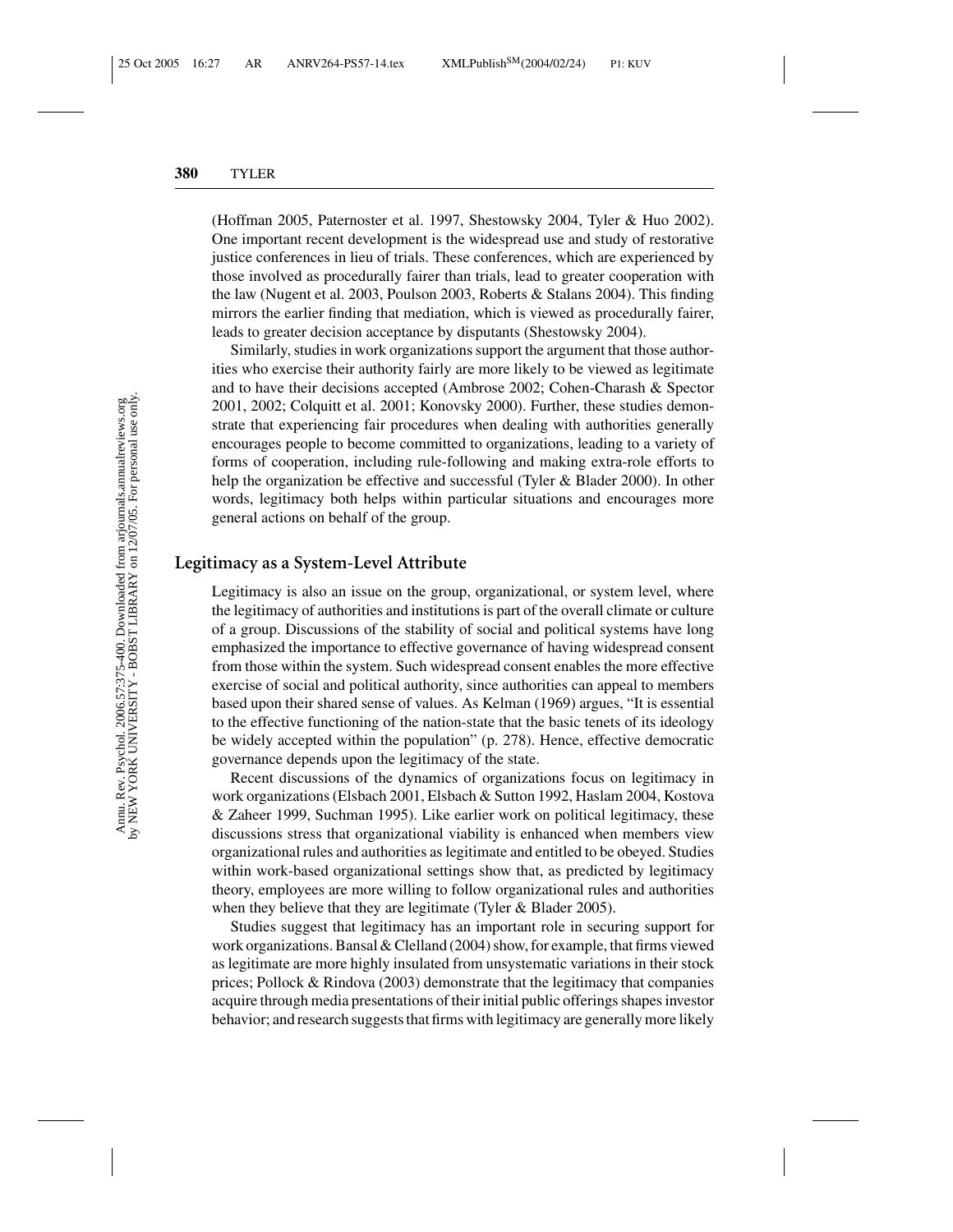(Hoffman 2005, Paternoster et al. 1997, Shestowsky 2004, Tyler & Huo 2002). One important recent development is the widespread use and study of restorative justice conferences in lieu of trials. These conferences, which are experienced by those involved as procedurally fairer than trials, lead to greater cooperation with the law (Nugent et al. 2003, Poulson 2003, Roberts & Stalans 2004). This finding mirrors the earlier finding that mediation, which is viewed as procedurally fairer, leads to greater decision acceptance by disputants (Shestowsky 2004).

Similarly, studies in work organizations support the argument that those authorities who exercise their authority fairly are more likely to be viewed as legitimate and to have their decisions accepted (Ambrose 2002; Cohen-Charash & Spector 2001, 2002; Colquitt et al. 2001; Konovsky 2000). Further, these studies demonstrate that experiencing fair procedures when dealing with authorities generally encourages people to become committed to organizations, leading to a variety of forms of cooperation, including rule-following and making extra-role efforts to help the organization be effective and successful (Tyler & Blader 2000). In other words, legitimacy both helps within particular situations and encourages more general actions on behalf of the group.

## Legitimacy as a System-Level Attribute

Legitimacy is also an issue on the group, organizational, or system level, where the legitimacy of authorities and institutions is part of the overall climate or culture of a group. Discussions of the stability of social and political systems have long emphasized the importance to effective governance of having widespread consent from those within the system. Such widespread consent enables the more effective exercise of social and political authority, since authorities can appeal to members based upon their shared sense of values. As Kelman (1969) argues, "It is essential to the effective functioning of the nation-state that the basic tenets of its ideology be widely accepted within the population" (p. 278). Hence, effective democratic governance depends upon the legitimacy of the state.

Recent discussions of the dynamics of organizations focus on legitimacy in work organizations (Elsbach 2001, Elsbach & Sutton 1992, Haslam 2004, Kostova & Zaheer 1999, Suchman 1995). Like earlier work on political legitimacy, these discussions stress that organizational viability is enhanced when members view organizational rules and authorities as legitimate and entitled to be obeyed. Studies within work-based organizational settings show that, as predicted by legitimacy theory, employees are more willing to follow organizational rules and authorities when they believe that they are legitimate (Tyler & Blader 2005).

Studies suggest that legitimacy has an important role in securing support for work organizations. Bansal & Clelland (2004) show, for example, that firms viewed as legitimate are more highly insulated from unsystematic variations in their stock prices; Pollock & Rindova (2003) demonstrate that the legitimacy that companies acquire through media presentations of their initial public offerings shapes investor behavior; and research suggests that firms with legitimacy are generally more likely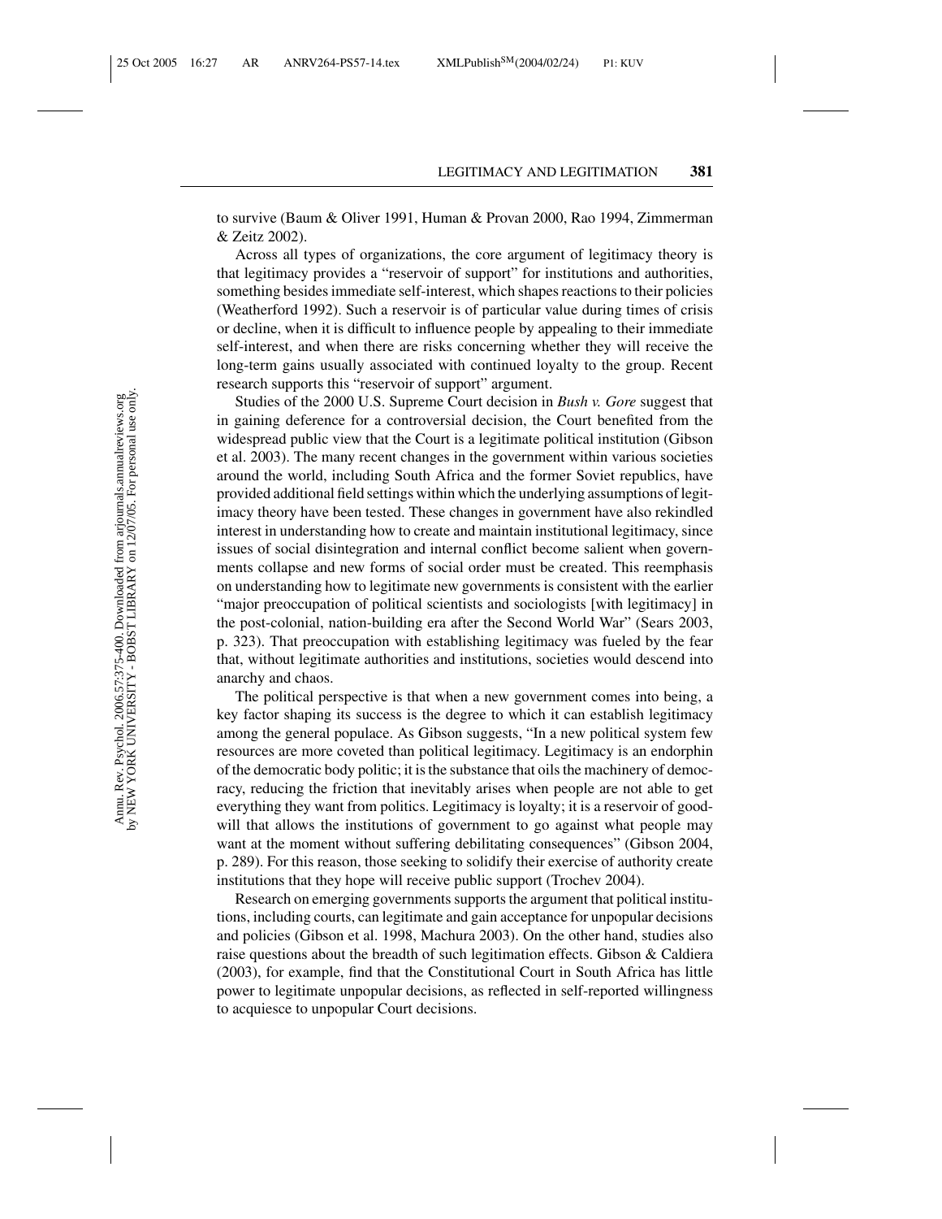to survive (Baum & Oliver 1991, Human & Provan 2000, Rao 1994, Zimmerman & Zeitz 2002).

Across all types of organizations, the core argument of legitimacy theory is that legitimacy provides a "reservoir of support" for institutions and authorities, something besides immediate self-interest, which shapes reactions to their policies (Weatherford 1992). Such a reservoir is of particular value during times of crisis or decline, when it is difficult to influence people by appealing to their immediate self-interest, and when there are risks concerning whether they will receive the long-term gains usually associated with continued loyalty to the group. Recent research supports this "reservoir of support" argument.

Studies of the 2000 U.S. Supreme Court decision in *Bush v. Gore* suggest that in gaining deference for a controversial decision, the Court benefited from the widespread public view that the Court is a legitimate political institution (Gibson et al. 2003). The many recent changes in the government within various societies around the world, including South Africa and the former Soviet republics, have provided additional field settings within which the underlying assumptions of legitimacy theory have been tested. These changes in government have also rekindled interest in understanding how to create and maintain institutional legitimacy, since issues of social disintegration and internal conflict become salient when governments collapse and new forms of social order must be created. This reemphasis on understanding how to legitimate new governments is consistent with the earlier "major preoccupation of political scientists and sociologists [with legitimacy] in the post-colonial, nation-building era after the Second World War" (Sears 2003, p. 323). That preoccupation with establishing legitimacy was fueled by the fear that, without legitimate authorities and institutions, societies would descend into anarchy and chaos.

The political perspective is that when a new government comes into being, a key factor shaping its success is the degree to which it can establish legitimacy among the general populace. As Gibson suggests, "In a new political system few resources are more coveted than political legitimacy. Legitimacy is an endorphin of the democratic body politic; it is the substance that oils the machinery of democracy, reducing the friction that inevitably arises when people are not able to get everything they want from politics. Legitimacy is loyalty; it is a reservoir of goodwill that allows the institutions of government to go against what people may want at the moment without suffering debilitating consequences" (Gibson 2004, p. 289). For this reason, those seeking to solidify their exercise of authority create institutions that they hope will receive public support (Trochev 2004).

Research on emerging governments supports the argument that political institutions, including courts, can legitimate and gain acceptance for unpopular decisions and policies (Gibson et al. 1998, Machura 2003). On the other hand, studies also raise questions about the breadth of such legitimation effects. Gibson & Caldiera (2003), for example, find that the Constitutional Court in South Africa has little power to legitimate unpopular decisions, as reflected in self-reported willingness to acquiesce to unpopular Court decisions.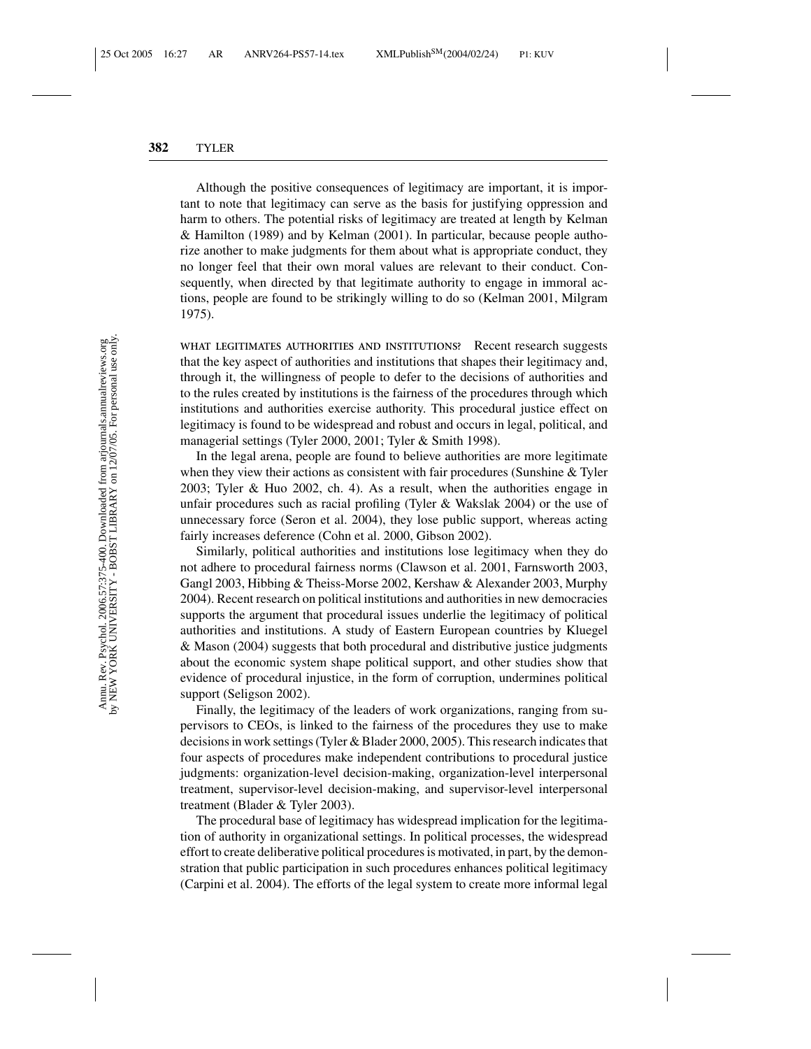Although the positive consequences of legitimacy are important, it is important to note that legitimacy can serve as the basis for justifying oppression and harm to others. The potential risks of legitimacy are treated at length by Kelman & Hamilton (1989) and by Kelman (2001). In particular, because people authorize another to make judgments for them about what is appropriate conduct, they no longer feel that their own moral values are relevant to their conduct. Consequently, when directed by that legitimate authority to engage in immoral actions, people are found to be strikingly willing to do so (Kelman 2001, Milgram 1975).

WHAT LEGITIMATES AUTHORITIES AND INSTITUTIONS? Recent research suggests that the key aspect of authorities and institutions that shapes their legitimacy and, through it, the willingness of people to defer to the decisions of authorities and to the rules created by institutions is the fairness of the procedures through which institutions and authorities exercise authority. This procedural justice effect on legitimacy is found to be widespread and robust and occurs in legal, political, and managerial settings (Tyler 2000, 2001; Tyler & Smith 1998).

In the legal arena, people are found to believe authorities are more legitimate when they view their actions as consistent with fair procedures (Sunshine & Tyler 2003; Tyler & Huo 2002, ch. 4). As a result, when the authorities engage in unfair procedures such as racial profiling (Tyler & Wakslak 2004) or the use of unnecessary force (Seron et al. 2004), they lose public support, whereas acting fairly increases deference (Cohn et al. 2000, Gibson 2002).

Similarly, political authorities and institutions lose legitimacy when they do not adhere to procedural fairness norms (Clawson et al. 2001, Farnsworth 2003, Gangl 2003, Hibbing & Theiss-Morse 2002, Kershaw & Alexander 2003, Murphy 2004). Recent research on political institutions and authorities in new democracies supports the argument that procedural issues underlie the legitimacy of political authorities and institutions. A study of Eastern European countries by Kluegel & Mason (2004) suggests that both procedural and distributive justice judgments about the economic system shape political support, and other studies show that evidence of procedural injustice, in the form of corruption, undermines political support (Seligson 2002).

Finally, the legitimacy of the leaders of work organizations, ranging from supervisors to CEOs, is linked to the fairness of the procedures they use to make decisions in work settings (Tyler & Blader 2000, 2005). This research indicates that four aspects of procedures make independent contributions to procedural justice judgments: organization-level decision-making, organization-level interpersonal treatment, supervisor-level decision-making, and supervisor-level interpersonal treatment (Blader & Tyler 2003).

The procedural base of legitimacy has widespread implication for the legitimation of authority in organizational settings. In political processes, the widespread effort to create deliberative political procedures is motivated, in part, by the demonstration that public participation in such procedures enhances political legitimacy (Carpini et al. 2004). The efforts of the legal system to create more informal legal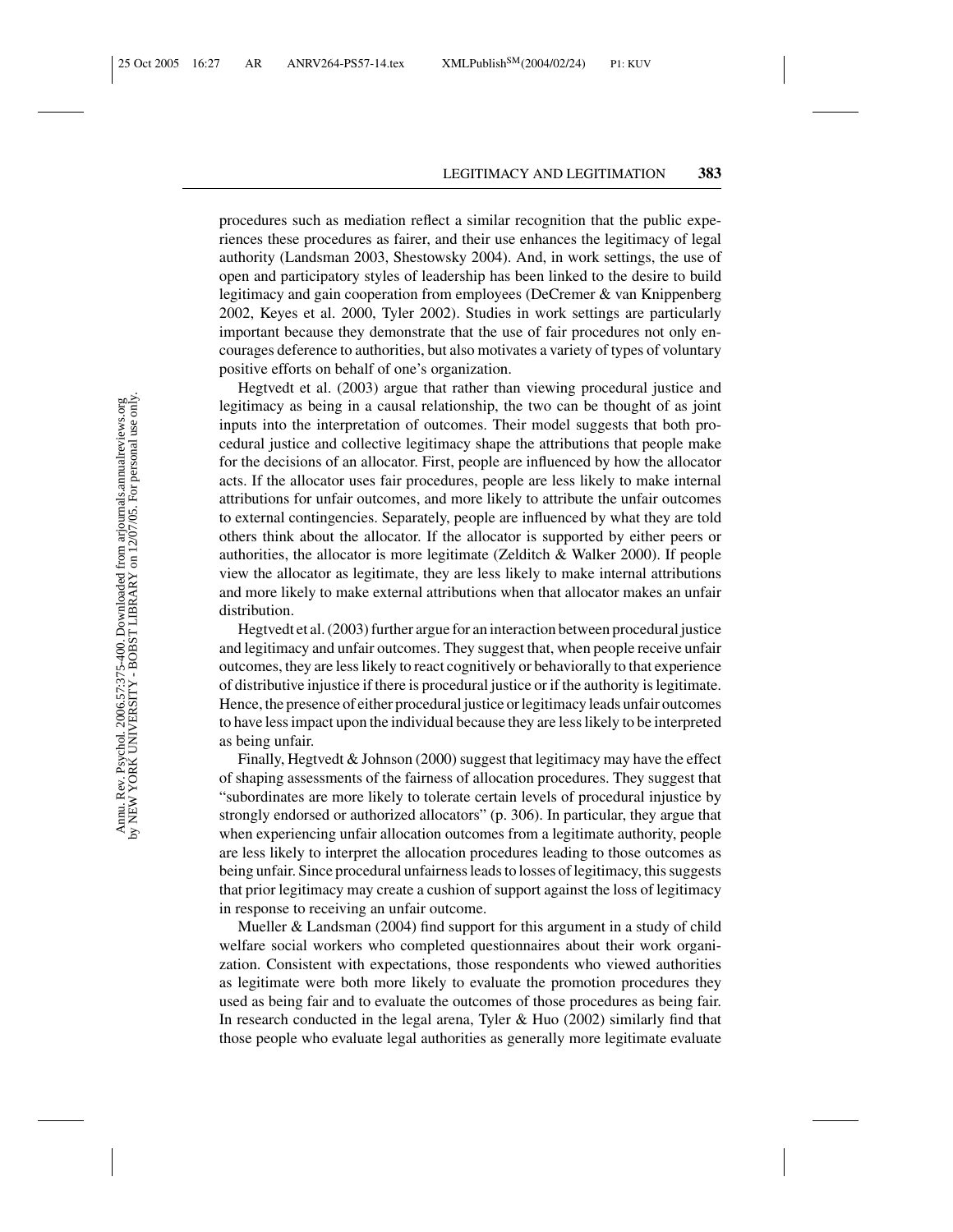procedures such as mediation reflect a similar recognition that the public experiences these procedures as fairer, and their use enhances the legitimacy of legal authority (Landsman 2003, Shestowsky 2004). And, in work settings, the use of open and participatory styles of leadership has been linked to the desire to build legitimacy and gain cooperation from employees (DeCremer & van Knippenberg 2002, Keyes et al. 2000, Tyler 2002). Studies in work settings are particularly important because they demonstrate that the use of fair procedures not only encourages deference to authorities, but also motivates a variety of types of voluntary positive efforts on behalf of one's organization.

Hegtvedt et al. (2003) argue that rather than viewing procedural justice and legitimacy as being in a causal relationship, the two can be thought of as joint inputs into the interpretation of outcomes. Their model suggests that both procedural justice and collective legitimacy shape the attributions that people make for the decisions of an allocator. First, people are influenced by how the allocator acts. If the allocator uses fair procedures, people are less likely to make internal attributions for unfair outcomes, and more likely to attribute the unfair outcomes to external contingencies. Separately, people are influenced by what they are told others think about the allocator. If the allocator is supported by either peers or authorities, the allocator is more legitimate (Zelditch & Walker 2000). If people view the allocator as legitimate, they are less likely to make internal attributions and more likely to make external attributions when that allocator makes an unfair distribution.

Hegtvedt et al. (2003) further argue for an interaction between procedural justice and legitimacy and unfair outcomes. They suggest that, when people receive unfair outcomes, they are less likely to react cognitively or behaviorally to that experience of distributive injustice if there is procedural justice or if the authority is legitimate. Hence, the presence of either procedural justice or legitimacy leads unfair outcomes to have less impact upon the individual because they are less likely to be interpreted as being unfair.

Finally, Hegtvedt & Johnson (2000) suggest that legitimacy may have the effect of shaping assessments of the fairness of allocation procedures. They suggest that "subordinates are more likely to tolerate certain levels of procedural injustice by strongly endorsed or authorized allocators" (p. 306). In particular, they argue that when experiencing unfair allocation outcomes from a legitimate authority, people are less likely to interpret the allocation procedures leading to those outcomes as being unfair. Since procedural unfairness leads to losses of legitimacy, this suggests that prior legitimacy may create a cushion of support against the loss of legitimacy in response to receiving an unfair outcome.

Mueller & Landsman (2004) find support for this argument in a study of child welfare social workers who completed questionnaires about their work organization. Consistent with expectations, those respondents who viewed authorities as legitimate were both more likely to evaluate the promotion procedures they used as being fair and to evaluate the outcomes of those procedures as being fair. In research conducted in the legal arena, Tyler & Huo (2002) similarly find that those people who evaluate legal authorities as generally more legitimate evaluate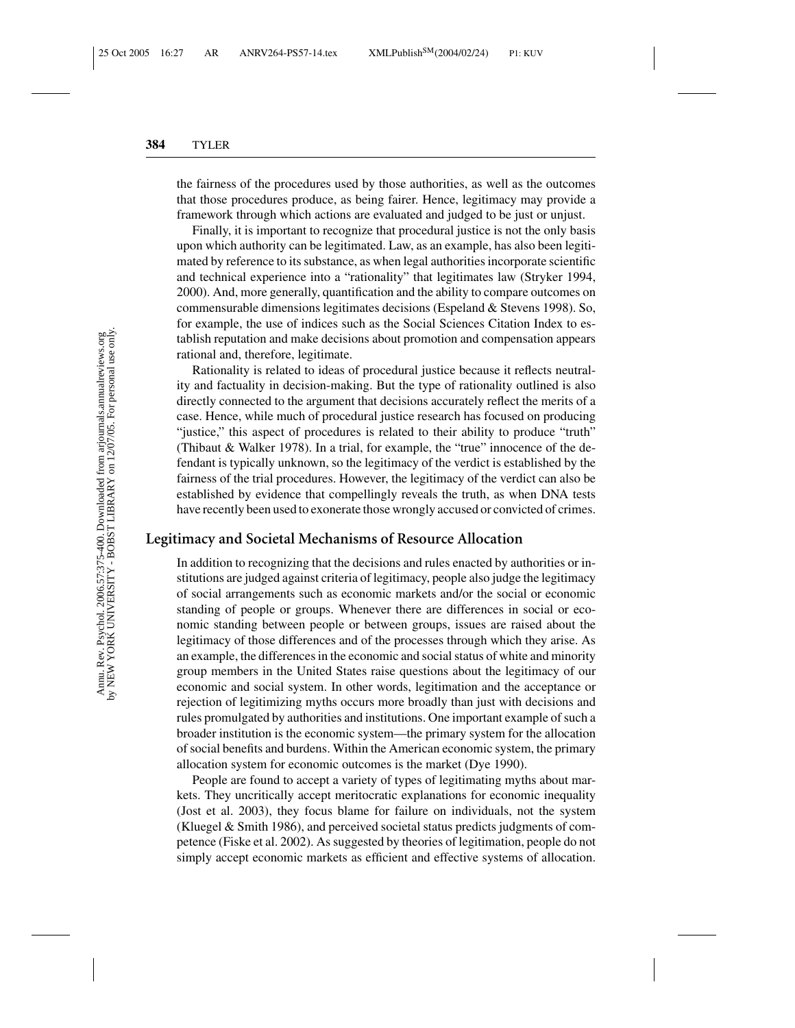the fairness of the procedures used by those authorities, as well as the outcomes that those procedures produce, as being fairer. Hence, legitimacy may provide a framework through which actions are evaluated and judged to be just or unjust.

Finally, it is important to recognize that procedural justice is not the only basis upon which authority can be legitimated. Law, as an example, has also been legitimated by reference to its substance, as when legal authorities incorporate scientific and technical experience into a "rationality" that legitimates law (Stryker 1994, 2000). And, more generally, quantification and the ability to compare outcomes on commensurable dimensions legitimates decisions (Espeland & Stevens 1998). So, for example, the use of indices such as the Social Sciences Citation Index to establish reputation and make decisions about promotion and compensation appears rational and, therefore, legitimate.

Rationality is related to ideas of procedural justice because it reflects neutrality and factuality in decision-making. But the type of rationality outlined is also directly connected to the argument that decisions accurately reflect the merits of a case. Hence, while much of procedural justice research has focused on producing "justice," this aspect of procedures is related to their ability to produce "truth" (Thibaut & Walker 1978). In a trial, for example, the "true" innocence of the defendant is typically unknown, so the legitimacy of the verdict is established by the fairness of the trial procedures. However, the legitimacy of the verdict can also be established by evidence that compellingly reveals the truth, as when DNA tests have recently been used to exonerate those wrongly accused or convicted of crimes.

## Legitimacy and Societal Mechanisms of Resource Allocation

In addition to recognizing that the decisions and rules enacted by authorities or institutions are judged against criteria of legitimacy, people also judge the legitimacy of social arrangements such as economic markets and/or the social or economic standing of people or groups. Whenever there are differences in social or economic standing between people or between groups, issues are raised about the legitimacy of those differences and of the processes through which they arise. As an example, the differences in the economic and social status of white and minority group members in the United States raise questions about the legitimacy of our economic and social system. In other words, legitimation and the acceptance or rejection of legitimizing myths occurs more broadly than just with decisions and rules promulgated by authorities and institutions. One important example of such a broader institution is the economic system—the primary system for the allocation of social benefits and burdens. Within the American economic system, the primary allocation system for economic outcomes is the market (Dye 1990).

People are found to accept a variety of types of legitimating myths about markets. They uncritically accept meritocratic explanations for economic inequality (Jost et al. 2003), they focus blame for failure on individuals, not the system (Kluegel & Smith 1986), and perceived societal status predicts judgments of competence (Fiske et al. 2002). As suggested by theories of legitimation, people do not simply accept economic markets as efficient and effective systems of allocation.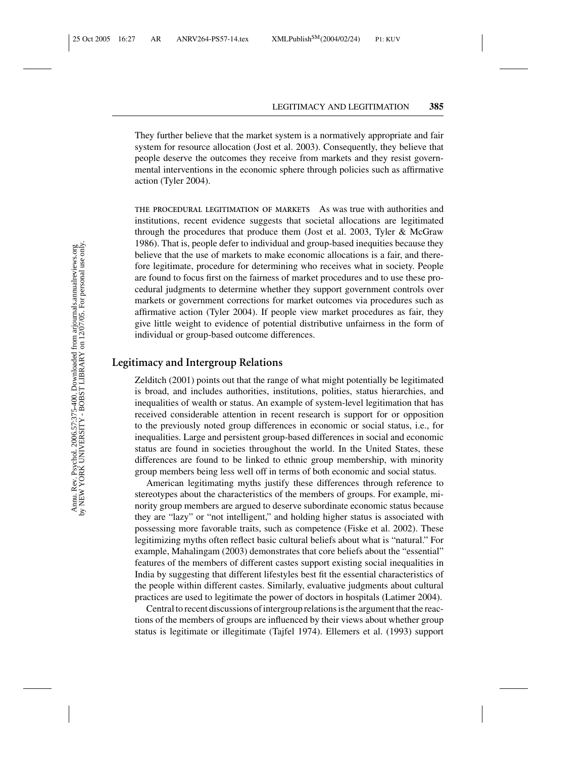They further believe that the market system is a normatively appropriate and fair system for resource allocation (Jost et al. 2003). Consequently, they believe that people deserve the outcomes they receive from markets and they resist governmental interventions in the economic sphere through policies such as affirmative action (Tyler 2004).

THE PROCEDURAL LEGITIMATION OF MARKETS As was true with authorities and institutions, recent evidence suggests that societal allocations are legitimated through the procedures that produce them (Jost et al. 2003, Tyler & McGraw 1986). That is, people defer to individual and group-based inequities because they believe that the use of markets to make economic allocations is a fair, and therefore legitimate, procedure for determining who receives what in society. People are found to focus first on the fairness of market procedures and to use these procedural judgments to determine whether they support government controls over markets or government corrections for market outcomes via procedures such as affirmative action (Tyler 2004). If people view market procedures as fair, they give little weight to evidence of potential distributive unfairness in the form of individual or group-based outcome differences.

## Legitimacy and Intergroup Relations

Zelditch (2001) points out that the range of what might potentially be legitimated is broad, and includes authorities, institutions, polities, status hierarchies, and inequalities of wealth or status. An example of system-level legitimation that has received considerable attention in recent research is support for or opposition to the previously noted group differences in economic or social status, i.e., for inequalities. Large and persistent group-based differences in social and economic status are found in societies throughout the world. In the United States, these differences are found to be linked to ethnic group membership, with minority group members being less well off in terms of both economic and social status.

American legitimating myths justify these differences through reference to stereotypes about the characteristics of the members of groups. For example, minority group members are argued to deserve subordinate economic status because they are "lazy" or "not intelligent," and holding higher status is associated with possessing more favorable traits, such as competence (Fiske et al. 2002). These legitimizing myths often reflect basic cultural beliefs about what is "natural." For example, Mahalingam (2003) demonstrates that core beliefs about the "essential" features of the members of different castes support existing social inequalities in India by suggesting that different lifestyles best fit the essential characteristics of the people within different castes. Similarly, evaluative judgments about cultural practices are used to legitimate the power of doctors in hospitals (Latimer 2004).

Central to recent discussions of intergroup relations is the argument that the reactions of the members of groups are influenced by their views about whether group status is legitimate or illegitimate (Tajfel 1974). Ellemers et al. (1993) support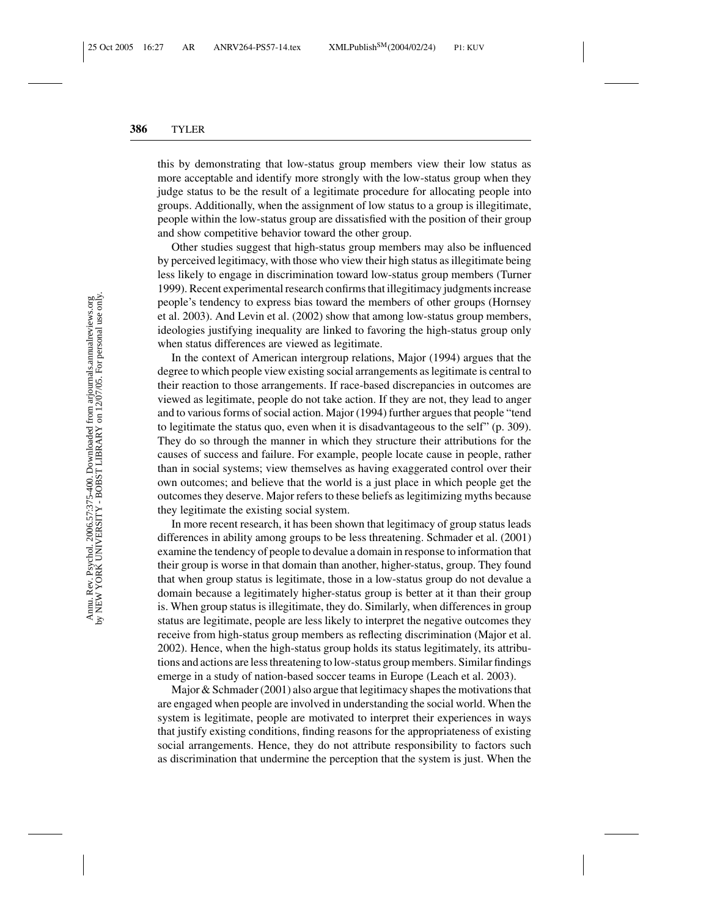this by demonstrating that low-status group members view their low status as more acceptable and identify more strongly with the low-status group when they judge status to be the result of a legitimate procedure for allocating people into groups. Additionally, when the assignment of low status to a group is illegitimate, people within the low-status group are dissatisfied with the position of their group and show competitive behavior toward the other group.

Other studies suggest that high-status group members may also be influenced by perceived legitimacy, with those who view their high status as illegitimate being less likely to engage in discrimination toward low-status group members (Turner 1999). Recent experimental research confirms that illegitimacy judgments increase people's tendency to express bias toward the members of other groups (Hornsey et al. 2003). And Levin et al. (2002) show that among low-status group members, ideologies justifying inequality are linked to favoring the high-status group only when status differences are viewed as legitimate.

In the context of American intergroup relations, Major (1994) argues that the degree to which people view existing social arrangements as legitimate is central to their reaction to those arrangements. If race-based discrepancies in outcomes are viewed as legitimate, people do not take action. If they are not, they lead to anger and to various forms of social action. Major (1994) further argues that people "tend to legitimate the status quo, even when it is disadvantageous to the self" (p. 309). They do so through the manner in which they structure their attributions for the causes of success and failure. For example, people locate cause in people, rather than in social systems; view themselves as having exaggerated control over their own outcomes; and believe that the world is a just place in which people get the outcomes they deserve. Major refers to these beliefs as legitimizing myths because they legitimate the existing social system.

In more recent research, it has been shown that legitimacy of group status leads differences in ability among groups to be less threatening. Schmader et al. (2001) examine the tendency of people to devalue a domain in response to information that their group is worse in that domain than another, higher-status, group. They found that when group status is legitimate, those in a low-status group do not devalue a domain because a legitimately higher-status group is better at it than their group is. When group status is illegitimate, they do. Similarly, when differences in group status are legitimate, people are less likely to interpret the negative outcomes they receive from high-status group members as reflecting discrimination (Major et al. 2002). Hence, when the high-status group holds its status legitimately, its attributions and actions are less threatening to low-status group members. Similar findings emerge in a study of nation-based soccer teams in Europe (Leach et al. 2003).

Major & Schmader (2001) also argue that legitimacy shapes the motivations that are engaged when people are involved in understanding the social world. When the system is legitimate, people are motivated to interpret their experiences in ways that justify existing conditions, finding reasons for the appropriateness of existing social arrangements. Hence, they do not attribute responsibility to factors such as discrimination that undermine the perception that the system is just. When the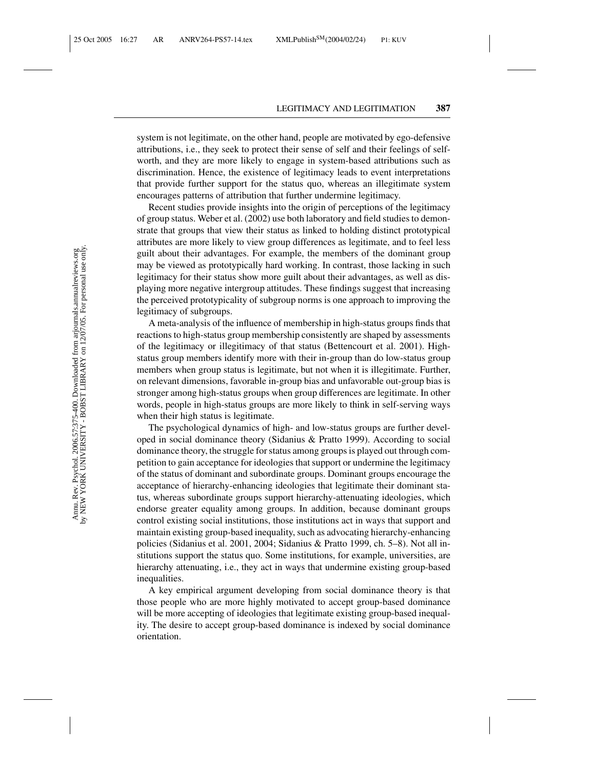system is not legitimate, on the other hand, people are motivated by ego-defensive attributions, i.e., they seek to protect their sense of self and their feelings of self-worth, and they are more likely to engage in system-based attributions such as discrimination. Hence, the existence of legitimacy leads to event interpretations that provide further support for the status quo, whereas an illegitimate system encourages patterns of attribution that further undermine legitimacy.

Recent studies provide insights into the origin of perceptions of the legitimacy of group status. Weber et al. (2002) use both laboratory and field studies to demonstrate that groups that view their status as linked to holding distinct prototypical attributes are more likely to view group differences as legitimate, and to feel less guilt about their advantages. For example, the members of the dominant group may be viewed as prototypically hard working. In contrast, those lacking in such legitimacy for their status show more guilt about their advantages, as well as displaying more negative intergroup attitudes. These findings suggest that increasing the perceived prototypicality of subgroup norms is one approach to improving the legitimacy of subgroups.

A meta-analysis of the influence of membership in high-status groups finds that reactions to high-status group membership consistently are shaped by assessments of the legitimacy or illegitimacy of that status (Bettencourt et al. 2001). High-status group members identify more with their in-group than do low-status group members when group status is legitimate, but not when it is illegitimate. Further, on relevant dimensions, favorable in-group bias and unfavorable out-group bias is stronger among high-status groups when group differences are legitimate. In other words, people in high-status groups are more likely to think in self-serving ways when their high status is legitimate.

The psychological dynamics of high- and low-status groups are further developed in social dominance theory (Sidanius & Pratto 1999). According to social dominance theory, the struggle for status among groups is played out through competition to gain acceptance for ideologies that support or undermine the legitimacy of the status of dominant and subordinate groups. Dominant groups encourage the acceptance of hierarchy-enhancing ideologies that legitimate their dominant status, whereas subordinate groups support hierarchy-attenuating ideologies, which endorse greater equality among groups. In addition, because dominant groups control existing social institutions, those institutions act in ways that support and maintain existing group-based inequality, such as advocating hierarchy-enhancing policies (Sidanius et al. 2001, 2004; Sidanius & Pratto 1999, ch. 5–8). Not all institutions support the status quo. Some institutions, for example, universities, are hierarchy attenuating, i.e., they act in ways that undermine existing group-based inequalities.

A key empirical argument developing from social dominance theory is that those people who are more highly motivated to accept group-based dominance will be more accepting of ideologies that legitimate existing group-based inequality. The desire to accept group-based dominance is indexed by social dominance orientation.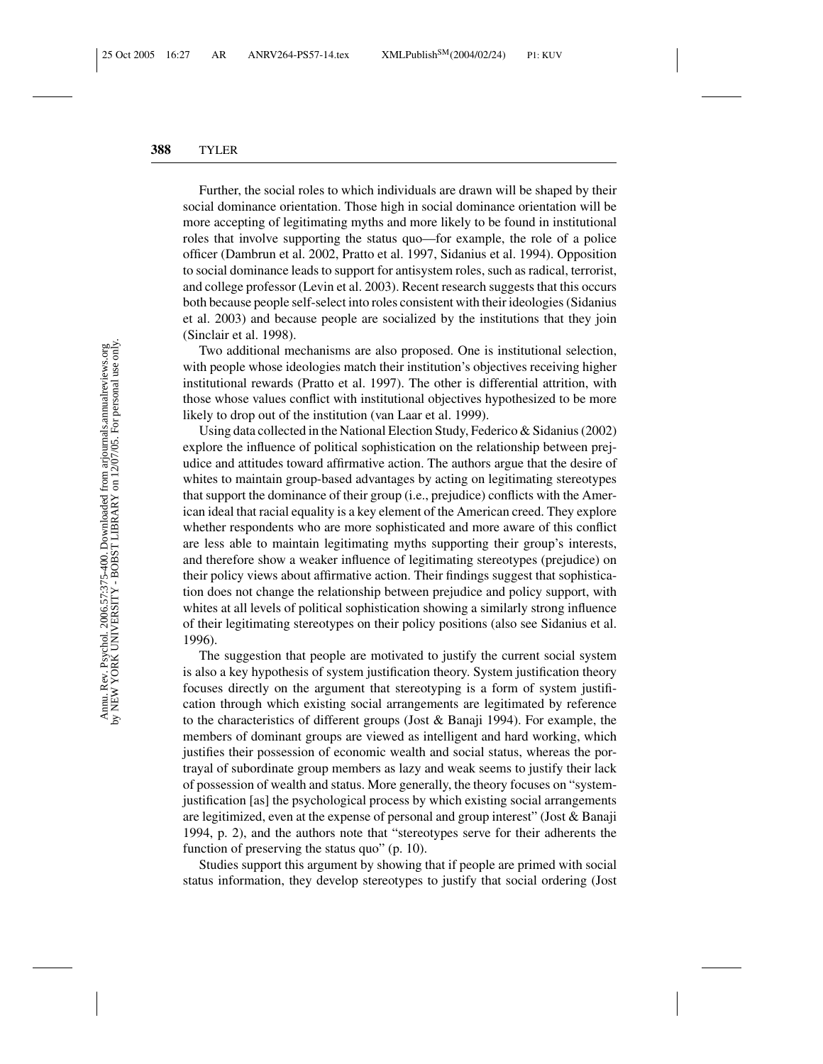Further, the social roles to which individuals are drawn will be shaped by their social dominance orientation. Those high in social dominance orientation will be more accepting of legitimating myths and more likely to be found in institutional roles that involve supporting the status quo—for example, the role of a police officer (Dambrun et al. 2002, Pratto et al. 1997, Sidanius et al. 1994). Opposition to social dominance leads to support for antisystem roles, such as radical, terrorist, and college professor (Levin et al. 2003). Recent research suggests that this occurs both because people self-select into roles consistent with their ideologies (Sidanius et al. 2003) and because people are socialized by the institutions that they join (Sinclair et al. 1998).

Two additional mechanisms are also proposed. One is institutional selection, with people whose ideologies match their institution's objectives receiving higher institutional rewards (Pratto et al. 1997). The other is differential attrition, with those whose values conflict with institutional objectives hypothesized to be more likely to drop out of the institution (van Laar et al. 1999).

Using data collected in the National Election Study, Federico & Sidanius (2002) explore the influence of political sophistication on the relationship between prejudice and attitudes toward affirmative action. The authors argue that the desire of whites to maintain group-based advantages by acting on legitimating stereotypes that support the dominance of their group (i.e., prejudice) conflicts with the American ideal that racial equality is a key element of the American creed. They explore whether respondents who are more sophisticated and more aware of this conflict are less able to maintain legitimating myths supporting their group's interests, and therefore show a weaker influence of legitimating stereotypes (prejudice) on their policy views about affirmative action. Their findings suggest that sophistication does not change the relationship between prejudice and policy support, with whites at all levels of political sophistication showing a similarly strong influence of their legitimating stereotypes on their policy positions (also see Sidanius et al. 1996).

The suggestion that people are motivated to justify the current social system is also a key hypothesis of system justification theory. System justification theory focuses directly on the argument that stereotyping is a form of system justification through which existing social arrangements are legitimated by reference to the characteristics of different groups (Jost & Banaji 1994). For example, the members of dominant groups are viewed as intelligent and hard working, which justifies their possession of economic wealth and social status, whereas the portrayal of subordinate group members as lazy and weak seems to justify their lack of possession of wealth and status. More generally, the theory focuses on "system-justification [as] the psychological process by which existing social arrangements are legitimized, even at the expense of personal and group interest" (Jost & Banaji 1994, p. 2), and the authors note that "stereotypes serve for their adherents the function of preserving the status quo" (p. 10).

Studies support this argument by showing that if people are primed with social status information, they develop stereotypes to justify that social ordering (Jost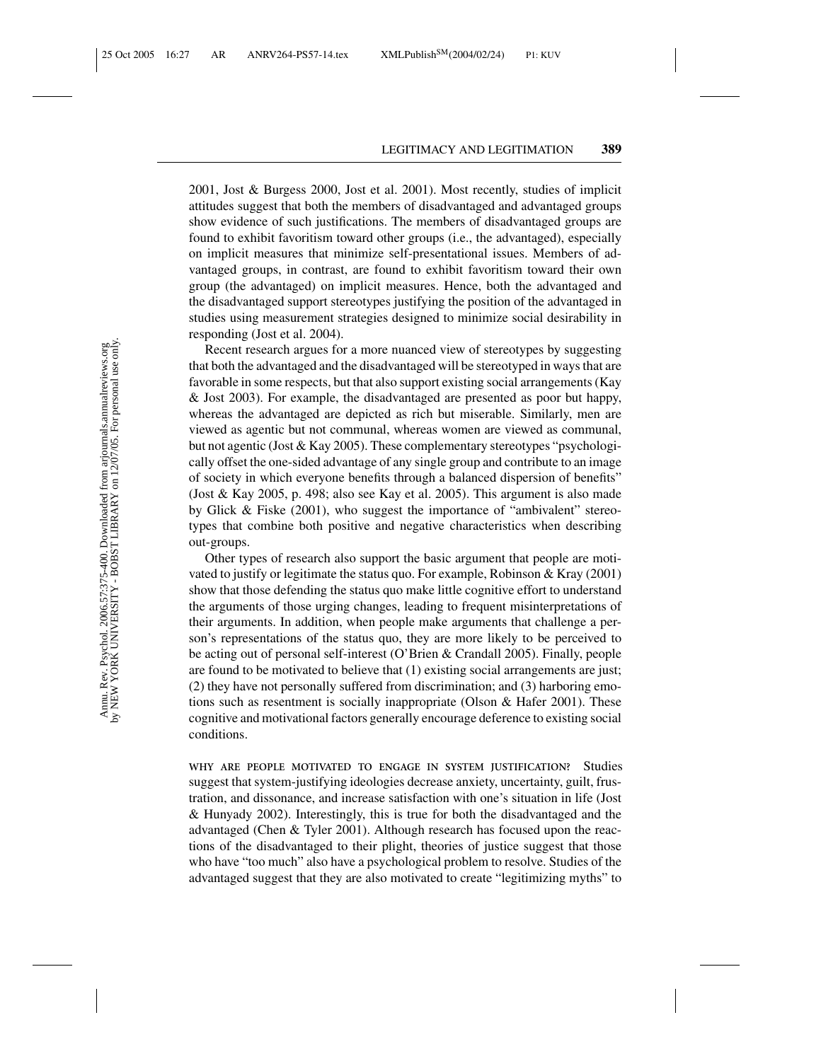2001, Jost & Burgess 2000, Jost et al. 2001). Most recently, studies of implicit attitudes suggest that both the members of disadvantaged and advantaged groups show evidence of such justifications. The members of disadvantaged groups are found to exhibit favoritism toward other groups (i.e., the advantaged), especially on implicit measures that minimize self-presentational issues. Members of advantaged groups, in contrast, are found to exhibit favoritism toward their own group (the advantaged) on implicit measures. Hence, both the advantaged and the disadvantaged support stereotypes justifying the position of the advantaged in studies using measurement strategies designed to minimize social desirability in responding (Jost et al. 2004).

Recent research argues for a more nuanced view of stereotypes by suggesting that both the advantaged and the disadvantaged will be stereotyped in ways that are favorable in some respects, but that also support existing social arrangements (Kay & Jost 2003). For example, the disadvantaged are presented as poor but happy, whereas the advantaged are depicted as rich but miserable. Similarly, men are viewed as agentic but not communal, whereas women are viewed as communal, but not agentic (Jost & Kay 2005). These complementary stereotypes "psychologically offset the one-sided advantage of any single group and contribute to an image of society in which everyone benefits through a balanced dispersion of benefits" (Jost & Kay 2005, p. 498; also see Kay et al. 2005). This argument is also made by Glick & Fiske (2001), who suggest the importance of "ambivalent" stereotypes that combine both positive and negative characteristics when describing out-groups.

Other types of research also support the basic argument that people are motivated to justify or legitimate the status quo. For example, Robinson & Kray (2001) show that those defending the status quo make little cognitive effort to understand the arguments of those urging changes, leading to frequent misinterpretations of their arguments. In addition, when people make arguments that challenge a person's representations of the status quo, they are more likely to be perceived to be acting out of personal self-interest (O'Brien & Crandall 2005). Finally, people are found to be motivated to believe that (1) existing social arrangements are just; (2) they have not personally suffered from discrimination; and (3) harboring emotions such as resentment is socially inappropriate (Olson & Hafer 2001). These cognitive and motivational factors generally encourage deference to existing social conditions.

**WHY ARE PEOPLE MOTIVATED TO ENGAGE IN SYSTEM JUSTIFICATION?** Studies suggest that system-justifying ideologies decrease anxiety, uncertainty, guilt, frustration, and dissonance, and increase satisfaction with one's situation in life (Jost & Hunyady 2002). Interestingly, this is true for both the disadvantaged and the advantaged (Chen & Tyler 2001). Although research has focused upon the reactions of the disadvantaged to their plight, theories of justice suggest that those who have "too much" also have a psychological problem to resolve. Studies of the advantaged suggest that they are also motivated to create "legitimizing myths" to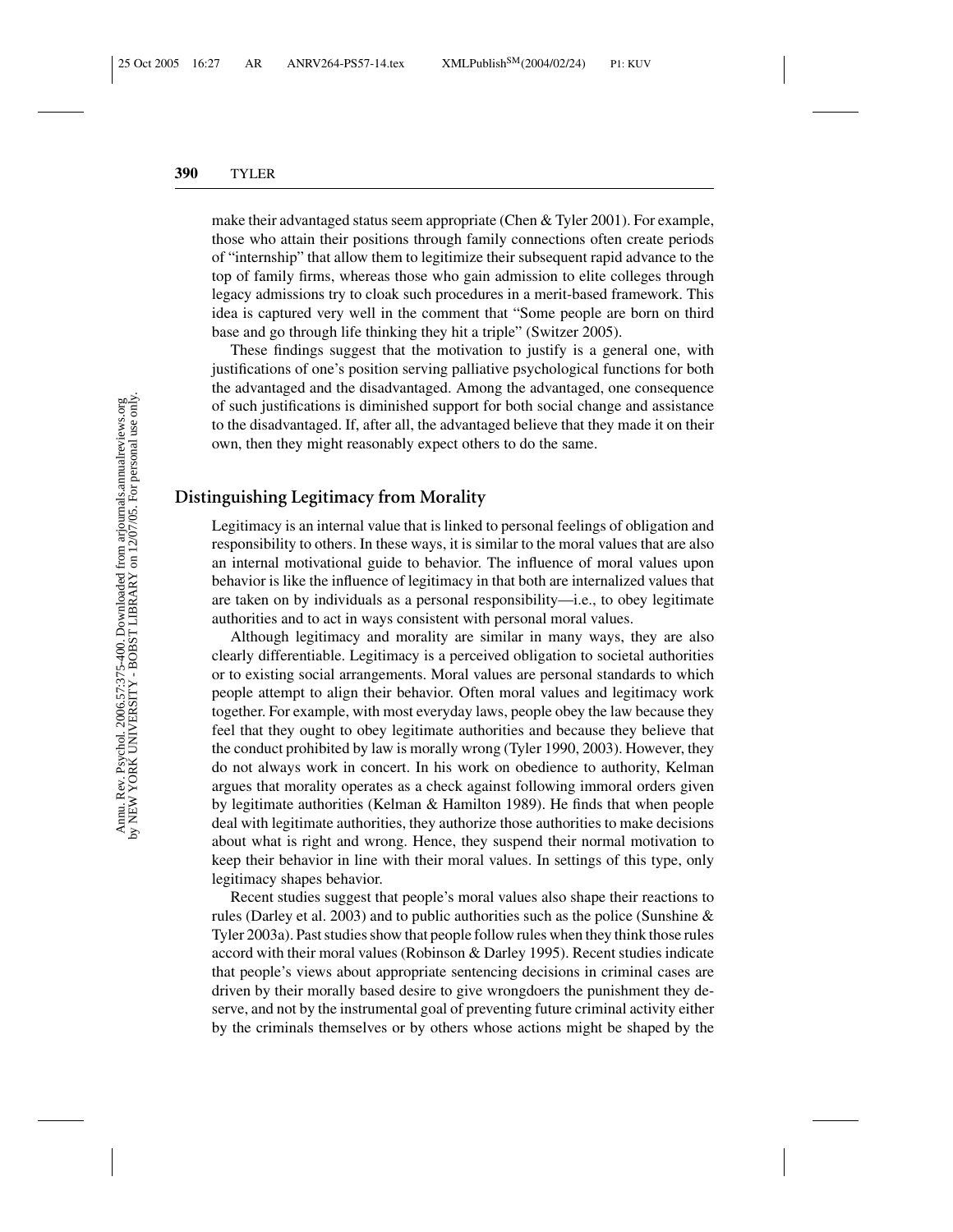make their advantaged status seem appropriate (Chen & Tyler 2001). For example, those who attain their positions through family connections often create periods of "internship" that allow them to legitimize their subsequent rapid advance to the top of family firms, whereas those who gain admission to elite colleges through legacy admissions try to cloak such procedures in a merit-based framework. This idea is captured very well in the comment that "Some people are born on third base and go through life thinking they hit a triple" (Switzer 2005).

These findings suggest that the motivation to justify is a general one, with justifications of one's position serving palliative psychological functions for both the advantaged and the disadvantaged. Among the advantaged, one consequence of such justifications is diminished support for both social change and assistance to the disadvantaged. If, after all, the advantaged believe that they made it on their own, then they might reasonably expect others to do the same.

## Distinguishing Legitimacy from Morality

Legitimacy is an internal value that is linked to personal feelings of obligation and responsibility to others. In these ways, it is similar to the moral values that are also an internal motivational guide to behavior. The influence of moral values upon behavior is like the influence of legitimacy in that both are internalized values that are taken on by individuals as a personal responsibility—i.e., to obey legitimate authorities and to act in ways consistent with personal moral values.

Although legitimacy and morality are similar in many ways, they are also clearly differentiable. Legitimacy is a perceived obligation to societal authorities or to existing social arrangements. Moral values are personal standards to which people attempt to align their behavior. Often moral values and legitimacy work together. For example, with most everyday laws, people obey the law because they feel that they ought to obey legitimate authorities and because they believe that the conduct prohibited by law is morally wrong (Tyler 1990, 2003). However, they do not always work in concert. In his work on obedience to authority, Kelman argues that morality operates as a check against following immoral orders given by legitimate authorities (Kelman & Hamilton 1989). He finds that when people deal with legitimate authorities, they authorize those authorities to make decisions about what is right and wrong. Hence, they suspend their normal motivation to keep their behavior in line with their moral values. In settings of this type, only legitimacy shapes behavior.

Recent studies suggest that people's moral values also shape their reactions to rules (Darley et al. 2003) and to public authorities such as the police (Sunshine & Tyler 2003a). Past studies show that people follow rules when they think those rules accord with their moral values (Robinson & Darley 1995). Recent studies indicate that people's views about appropriate sentencing decisions in criminal cases are driven by their morally based desire to give wrongdoers the punishment they deserve, and not by the instrumental goal of preventing future criminal activity either by the criminals themselves or by others whose actions might be shaped by the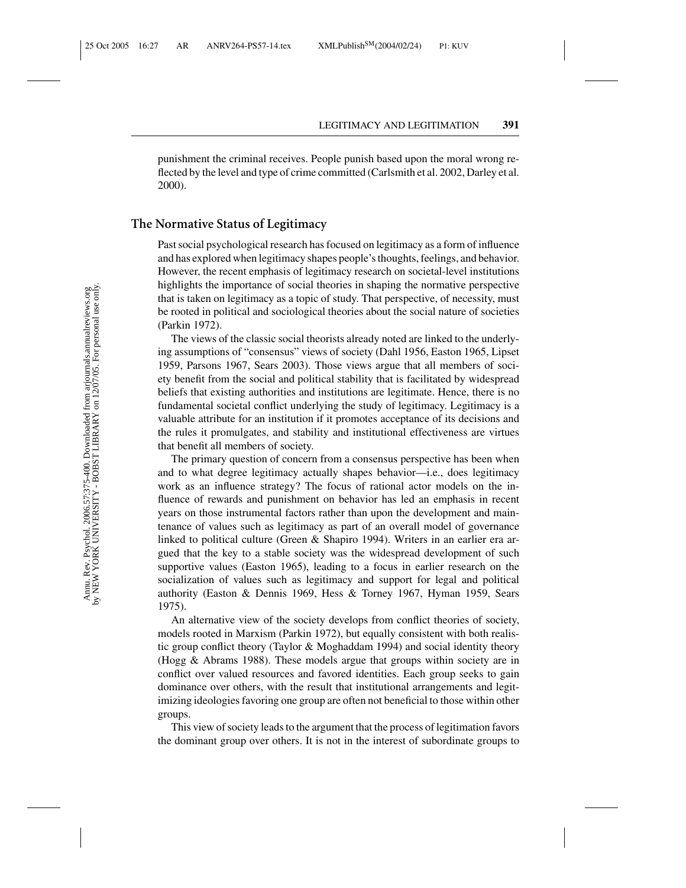punishment the criminal receives. People punish based upon the moral wrong reflected by the level and type of crime committed (Carlsmith et al. 2002, Darley et al. 2000).

## The Normative Status of Legitimacy

Past social psychological research has focused on legitimacy as a form of influence and has explored when legitimacy shapes people's thoughts, feelings, and behavior. However, the recent emphasis of legitimacy research on societal-level institutions highlights the importance of social theories in shaping the normative perspective that is taken on legitimacy as a topic of study. That perspective, of necessity, must be rooted in political and sociological theories about the social nature of societies (Parkin 1972).

The views of the classic social theorists already noted are linked to the underlying assumptions of "consensus" views of society (Dahl 1956, Easton 1965, Lipset 1959, Parsons 1967, Sears 2003). Those views argue that all members of society benefit from the social and political stability that is facilitated by widespread beliefs that existing authorities and institutions are legitimate. Hence, there is no fundamental societal conflict underlying the study of legitimacy. Legitimacy is a valuable attribute for an institution if it promotes acceptance of its decisions and the rules it promulgates, and stability and institutional effectiveness are virtues that benefit all members of society.

The primary question of concern from a consensus perspective has been when and to what degree legitimacy actually shapes behavior—i.e., does legitimacy work as an influence strategy? The focus of rational actor models on the influence of rewards and punishment on behavior has led an emphasis in recent years on those instrumental factors rather than upon the development and maintenance of values such as legitimacy as part of an overall model of governance linked to political culture (Green & Shapiro 1994). Writers in an earlier era argued that the key to a stable society was the widespread development of such supportive values (Easton 1965), leading to a focus in earlier research on the socialization of values such as legitimacy and support for legal and political authority (Easton & Dennis 1969, Hess & Torney 1967, Hyman 1959, Sears 1975).

An alternative view of the society develops from conflict theories of society, models rooted in Marxism (Parkin 1972), but equally consistent with both realistic group conflict theory (Taylor & Moghaddam 1994) and social identity theory (Hogg & Abrams 1988). These models argue that groups within society are in conflict over valued resources and favored identities. Each group seeks to gain dominance over others, with the result that institutional arrangements and legitimizing ideologies favoring one group are often not beneficial to those within other groups.

This view of society leads to the argument that the process of legitimation favors the dominant group over others. It is not in the interest of subordinate groups to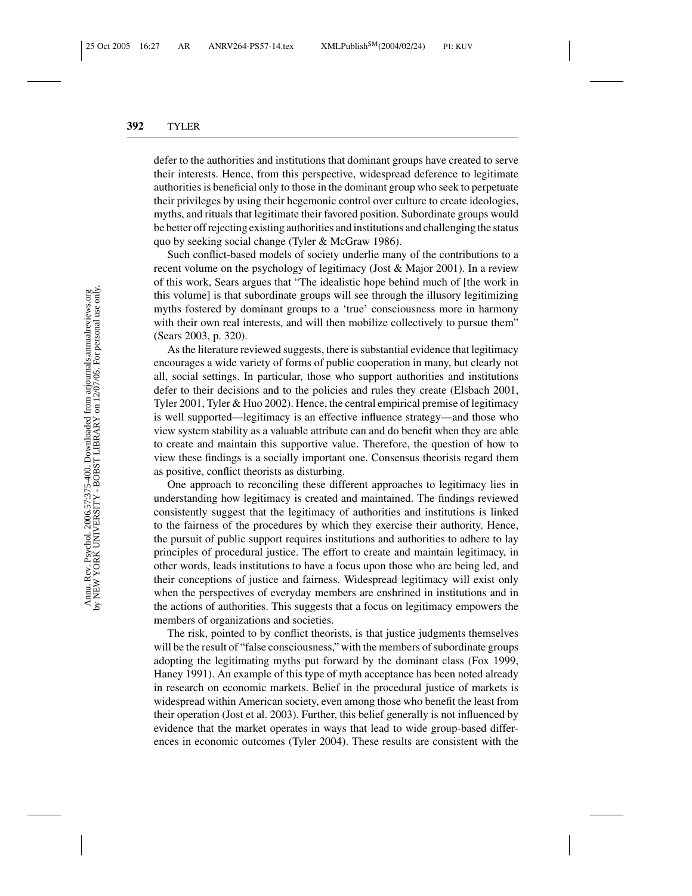defer to the authorities and institutions that dominant groups have created to serve their interests. Hence, from this perspective, widespread deference to legitimate authorities is beneficial only to those in the dominant group who seek to perpetuate their privileges by using their hegemonic control over culture to create ideologies, myths, and rituals that legitimate their favored position. Subordinate groups would be better off rejecting existing authorities and institutions and challenging the status quo by seeking social change (Tyler & McGraw 1986).

Such conflict-based models of society underlie many of the contributions to a recent volume on the psychology of legitimacy (Jost & Major 2001). In a review of this work, Sears argues that "The idealistic hope behind much of [the work in this volume] is that subordinate groups will see through the illusory legitimizing myths fostered by dominant groups to a 'true' consciousness more in harmony with their own real interests, and will then mobilize collectively to pursue them" (Sears 2003, p. 320).

As the literature reviewed suggests, there is substantial evidence that legitimacy encourages a wide variety of forms of public cooperation in many, but clearly not all, social settings. In particular, those who support authorities and institutions defer to their decisions and to the policies and rules they create (Elsbach 2001, Tyler 2001, Tyler & Huo 2002). Hence, the central empirical premise of legitimacy is well supported—legitimacy is an effective influence strategy—and those who view system stability as a valuable attribute can and do benefit when they are able to create and maintain this supportive value. Therefore, the question of how to view these findings is a socially important one. Consensus theorists regard them as positive, conflict theorists as disturbing.

One approach to reconciling these different approaches to legitimacy lies in understanding how legitimacy is created and maintained. The findings reviewed consistently suggest that the legitimacy of authorities and institutions is linked to the fairness of the procedures by which they exercise their authority. Hence, the pursuit of public support requires institutions and authorities to adhere to lay principles of procedural justice. The effort to create and maintain legitimacy, in other words, leads institutions to have a focus upon those who are being led, and their conceptions of justice and fairness. Widespread legitimacy will exist only when the perspectives of everyday members are enshrined in institutions and in the actions of authorities. This suggests that a focus on legitimacy empowers the members of organizations and societies.

The risk, pointed to by conflict theorists, is that justice judgments themselves will be the result of "false consciousness," with the members of subordinate groups adopting the legitimating myths put forward by the dominant class (Fox 1999, Haney 1991). An example of this type of myth acceptance has been noted already in research on economic markets. Belief in the procedural justice of markets is widespread within American society, even among those who benefit the least from their operation (Jost et al. 2003). Further, this belief generally is not influenced by evidence that the market operates in ways that lead to wide group-based differences in economic outcomes (Tyler 2004). These results are consistent with the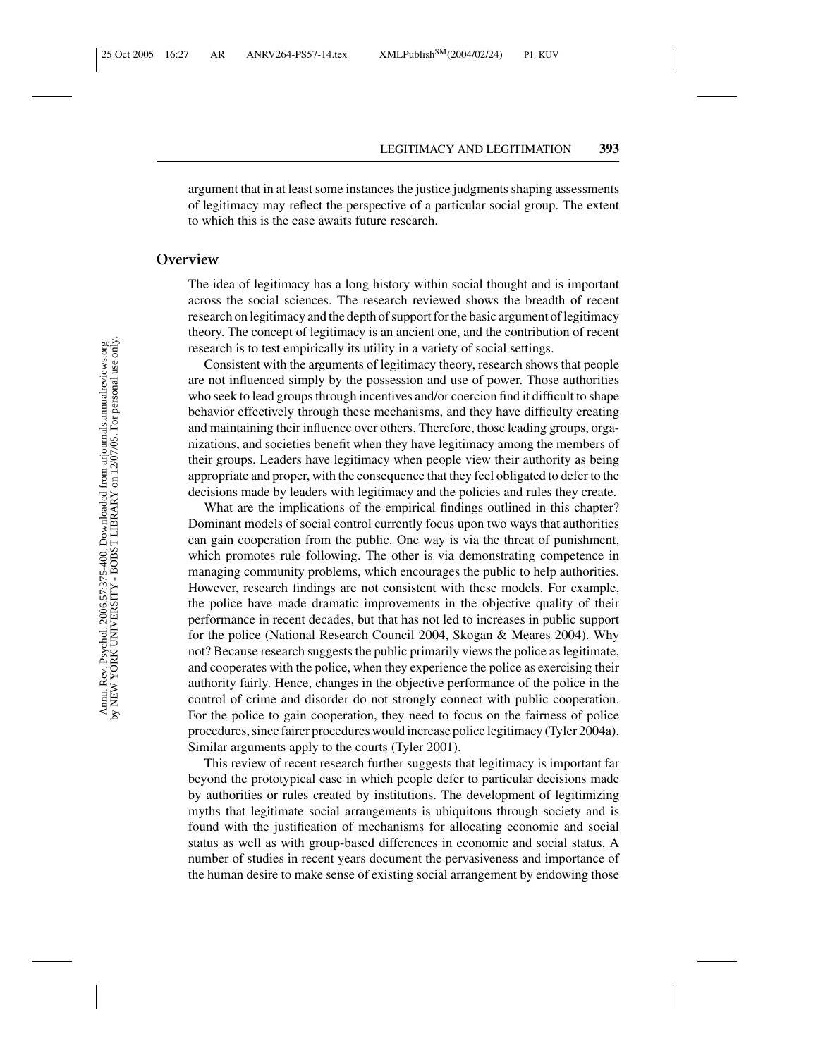argument that in at least some instances the justice judgments shaping assessments of legitimacy may reflect the perspective of a particular social group. The extent to which this is the case awaits future research.

## Overview

The idea of legitimacy has a long history within social thought and is important across the social sciences. The research reviewed shows the breadth of recent research on legitimacy and the depth of support for the basic argument of legitimacy theory. The concept of legitimacy is an ancient one, and the contribution of recent research is to test empirically its utility in a variety of social settings.

Consistent with the arguments of legitimacy theory, research shows that people are not influenced simply by the possession and use of power. Those authorities who seek to lead groups through incentives and/or coercion find it difficult to shape behavior effectively through these mechanisms, and they have difficulty creating and maintaining their influence over others. Therefore, those leading groups, organizations, and societies benefit when they have legitimacy among the members of their groups. Leaders have legitimacy when people view their authority as being appropriate and proper, with the consequence that they feel obligated to defer to the decisions made by leaders with legitimacy and the policies and rules they create.

What are the implications of the empirical findings outlined in this chapter? Dominant models of social control currently focus upon two ways that authorities can gain cooperation from the public. One way is via the threat of punishment, which promotes rule following. The other is via demonstrating competence in managing community problems, which encourages the public to help authorities. However, research findings are not consistent with these models. For example, the police have made dramatic improvements in the objective quality of their performance in recent decades, but that has not led to increases in public support for the police (National Research Council 2004, Skogan & Meares 2004). Why not? Because research suggests the public primarily views the police as legitimate, and cooperates with the police, when they experience the police as exercising their authority fairly. Hence, changes in the objective performance of the police in the control of crime and disorder do not strongly connect with public cooperation. For the police to gain cooperation, they need to focus on the fairness of police procedures, since fairer procedures would increase police legitimacy (Tyler 2004a). Similar arguments apply to the courts (Tyler 2001).

This review of recent research further suggests that legitimacy is important far beyond the prototypical case in which people defer to particular decisions made by authorities or rules created by institutions. The development of legitimizing myths that legitimate social arrangements is ubiquitous through society and is found with the justification of mechanisms for allocating economic and social status as well as with group-based differences in economic and social status. A number of studies in recent years document the pervasiveness and importance of the human desire to make sense of existing social arrangement by endowing those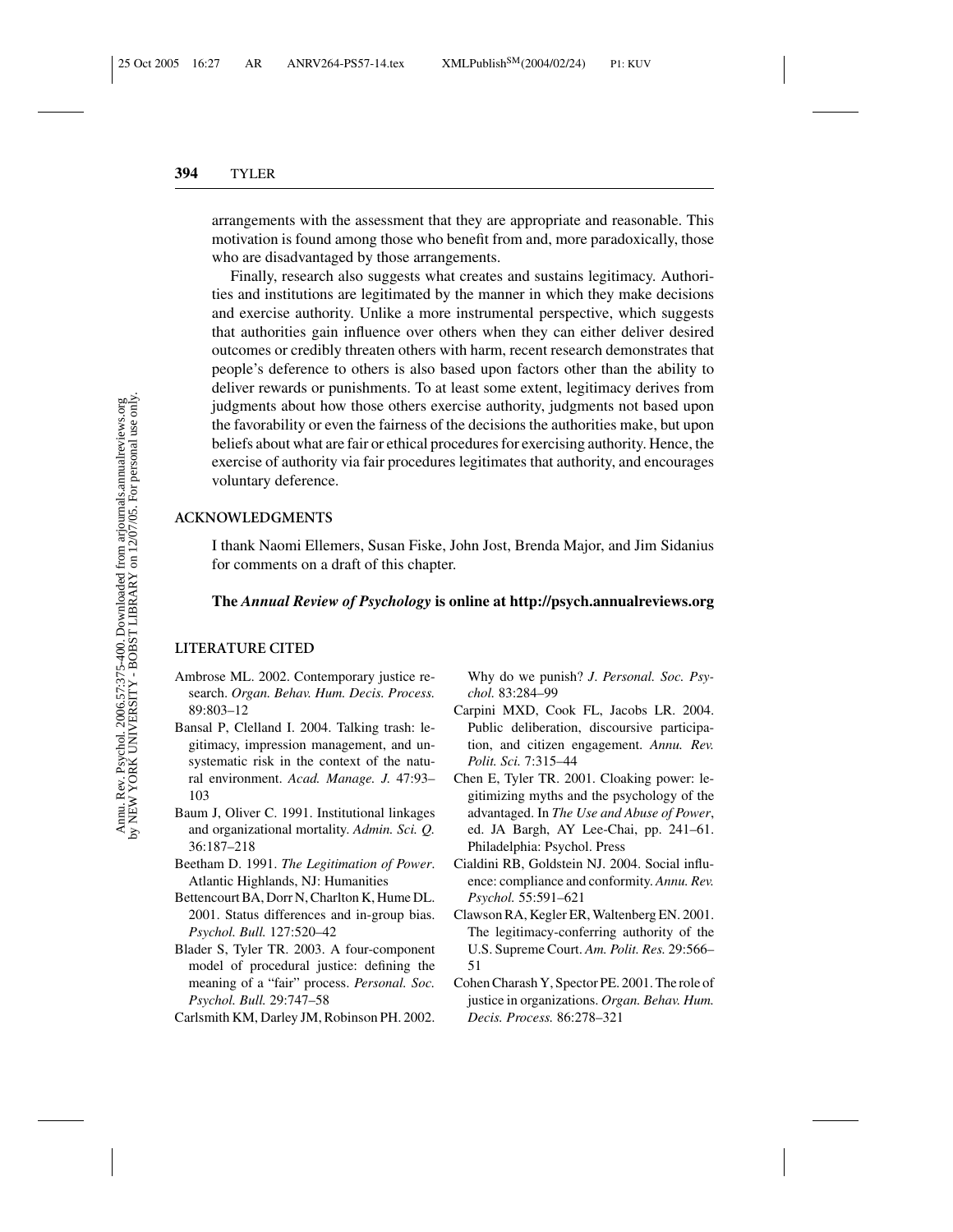arrangements with the assessment that they are appropriate and reasonable. This motivation is found among those who benefit from and, more paradoxically, those who are disadvantaged by those arrangements.

Finally, research also suggests what creates and sustains legitimacy. Authorities and institutions are legitimated by the manner in which they make decisions and exercise authority. Unlike a more instrumental perspective, which suggests that authorities gain influence over others when they can either deliver desired outcomes or credibly threaten others with harm, recent research demonstrates that people's deference to others is also based upon factors other than the ability to deliver rewards or punishments. To at least some extent, legitimacy derives from judgments about how those others exercise authority, judgments not based upon the favorability or even the fairness of the decisions the authorities make, but upon beliefs about what are fair or ethical procedures for exercising authority. Hence, the exercise of authority via fair procedures legitimates that authority, and encourages voluntary deference.

## ACKNOWLEDGMENTS

I thank Naomi Ellemers, Susan Fiske, John Jost, Brenda Major, and Jim Sidanius for comments on a draft of this chapter.

**The *Annual Review of Psychology* is online at http://psych.annualreviews.org**

## LITERATURE CITED

Ambrose ML. 2002. Contemporary justice research. *Organ. Behav. Hum. Decis. Process.* 89:803–12

Bansal P, Clelland I. 2004. Talking trash: legitimacy, impression management, and unsystematic risk in the context of the natural environment. *Acad. Manage. J.* 47:93–103

Baum J, Oliver C. 1991. Institutional linkages and organizational mortality. *Admin. Sci. Q.* 36:187–218

Beetham D. 1991. *The Legitimation of Power*. Atlantic Highlands, NJ: Humanities

Bettencourt BA, Dorr N, Charlton K, Hume DL. 2001. Status differences and in-group bias. *Psychol. Bull.* 127:520–42

Blader S, Tyler TR. 2003. A four-component model of procedural justice: defining the meaning of a "fair" process. *Personal. Soc. Psychol. Bull.* 29:747–58

Carlsmith KM, Darley JM, Robinson PH. 2002. Why do we punish? *J. Personal. Soc. Psychol.* 83:284–99

Carpini MXD, Cook FL, Jacobs LR. 2004. Public deliberation, discoursive participation, and citizen engagement. *Annu. Rev. Polit. Sci.* 7:315–44

Chen E, Tyler TR. 2001. Cloaking power: legitimizing myths and the psychology of the advantaged. In *The Use and Abuse of Power*, ed. JA Bargh, AY Lee-Chai, pp. 241–61. Philadelphia: Psychol. Press

Cialdini RB, Goldstein NJ. 2004. Social influence: compliance and conformity. *Annu. Rev. Psychol.* 55:591–621

Clawson RA, Kegler ER, Waltenberg EN. 2001. The legitimacy-conferring authority of the U.S. Supreme Court. *Am. Polit. Res.* 29:566–51

Cohen Charash Y, Spector PE. 2001. The role of justice in organizations. *Organ. Behav. Hum. Decis. Process.* 86:278–321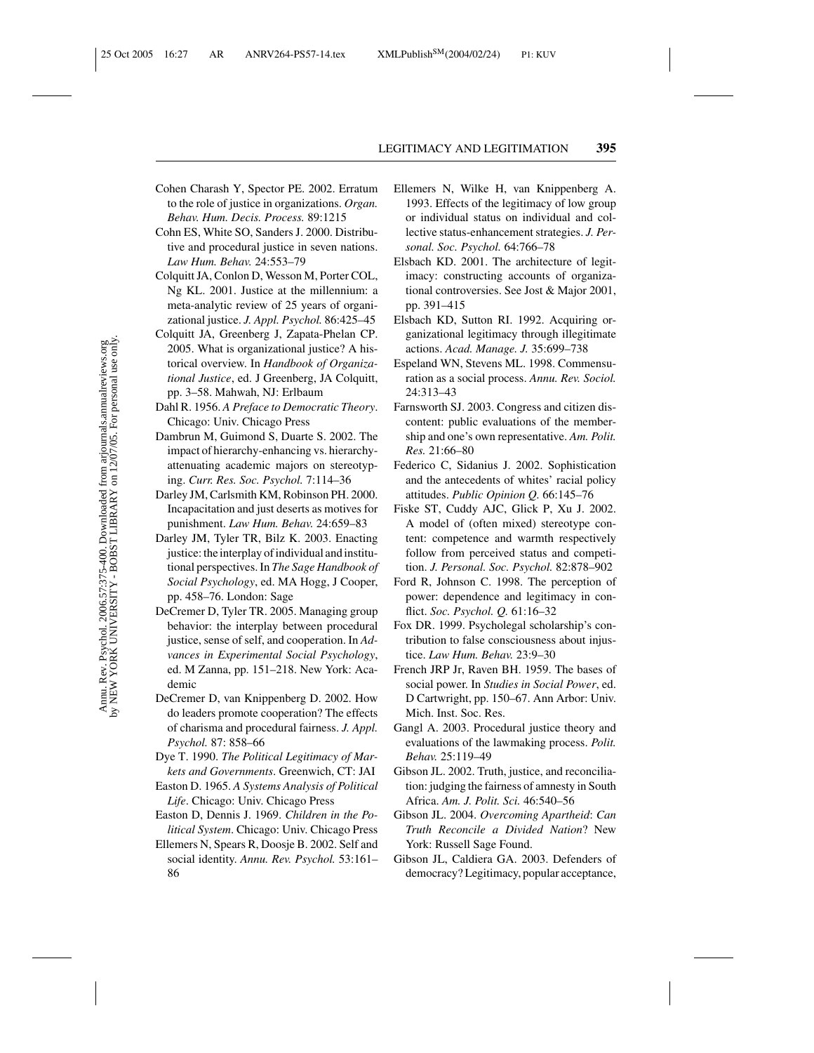Cohen Charash Y, Spector PE. 2002. Erratum to the role of justice in organizations. *Organ. Behav. Hum. Decis. Process.* 89:1215

Cohn ES, White SO, Sanders J. 2000. Distributive and procedural justice in seven nations. *Law Hum. Behav.* 24:553–79

Colquitt JA, Conlon D, Wesson M, Porter COL, Ng KL. 2001. Justice at the millennium: a meta-analytic review of 25 years of organizational justice. *J. Appl. Psychol.* 86:425–45

Colquitt JA, Greenberg J, Zapata-Phelan CP. 2005. What is organizational justice? A historical overview. In *Handbook of Organizational Justice*, ed. J Greenberg, JA Colquitt, pp. 3–58. Mahwah, NJ: Erlbaum

Dahl R. 1956. *A Preface to Democratic Theory*. Chicago: Univ. Chicago Press

Dambrun M, Guimond S, Duarte S. 2002. The impact of hierarchy-enhancing vs. hierarchy-attenuating academic majors on stereotyping. *Curr. Res. Soc. Psychol.* 7:114–36

Darley JM, Carlsmith KM, Robinson PH. 2000. Incapacitation and just deserts as motives for punishment. *Law Hum. Behav.* 24:659–83

Darley JM, Tyler TR, Bilz K. 2003. Enacting justice: the interplay of individual and institutional perspectives. In *The Sage Handbook of Social Psychology*, ed. MA Hogg, J Cooper, pp. 458–76. London: Sage

DeCremer D, Tyler TR. 2005. Managing group behavior: the interplay between procedural justice, sense of self, and cooperation. In *Advances in Experimental Social Psychology*, ed. M Zanna, pp. 151–218. New York: Academic

DeCremer D, van Knippenberg D. 2002. How do leaders promote cooperation? The effects of charisma and procedural fairness. *J. Appl. Psychol.* 87: 858–66

Dye T. 1990. *The Political Legitimacy of Markets and Governments*. Greenwich, CT: JAI

Easton D. 1965. *A Systems Analysis of Political Life*. Chicago: Univ. Chicago Press

Easton D, Dennis J. 1969. *Children in the Political System*. Chicago: Univ. Chicago Press

Ellemers N, Spears R, Doosje B. 2002. Self and social identity. *Annu. Rev. Psychol.* 53:161–86

Ellemers N, Wilke H, van Knippenberg A. 1993. Effects of the legitimacy of low group or individual status on individual and collective status-enhancement strategies. *J. Personal. Soc. Psychol.* 64:766–78

Elsbach KD. 2001. The architecture of legitimacy: constructing accounts of organizational controversies. See Jost & Major 2001, pp. 391–415

Elsbach KD, Sutton RI. 1992. Acquiring organizational legitimacy through illegitimate actions. *Acad. Manage. J.* 35:699–738

Espeland WN, Stevens ML. 1998. Commensuration as a social process. *Annu. Rev. Sociol.* 24:313–43

Farnsworth SJ. 2003. Congress and citizen discontent: public evaluations of the membership and one's own representative. *Am. Polit. Res.* 21:66–80

Federico C, Sidanius J. 2002. Sophistication and the antecedents of whites' racial policy attitudes. *Public Opinion Q.* 66:145–76

Fiske ST, Cuddy AJC, Glick P, Xu J. 2002. A model of (often mixed) stereotype content: competence and warmth respectively follow from perceived status and competition. *J. Personal. Soc. Psychol.* 82:878–902

Ford R, Johnson C. 1998. The perception of power: dependence and legitimacy in conflict. *Soc. Psychol. Q.* 61:16–32

Fox DR. 1999. Psycholegal scholarship's contribution to false consciousness about injustice. *Law Hum. Behav.* 23:9–30

French JRP Jr, Raven BH. 1959. The bases of social power. In *Studies in Social Power*, ed. D Cartwright, pp. 150–67. Ann Arbor: Univ. Mich. Inst. Soc. Res.

Gangl A. 2003. Procedural justice theory and evaluations of the lawmaking process. *Polit. Behav.* 25:119–49

Gibson JL. 2002. Truth, justice, and reconciliation: judging the fairness of amnesty in South Africa. *Am. J. Polit. Sci.* 46:540–56

Gibson JL. 2004. *Overcoming Apartheid: Can Truth Reconcile a Divided Nation?* New York: Russell Sage Found.

Gibson JL, Caldiera GA. 2003. Defenders of democracy? Legitimacy, popular acceptance,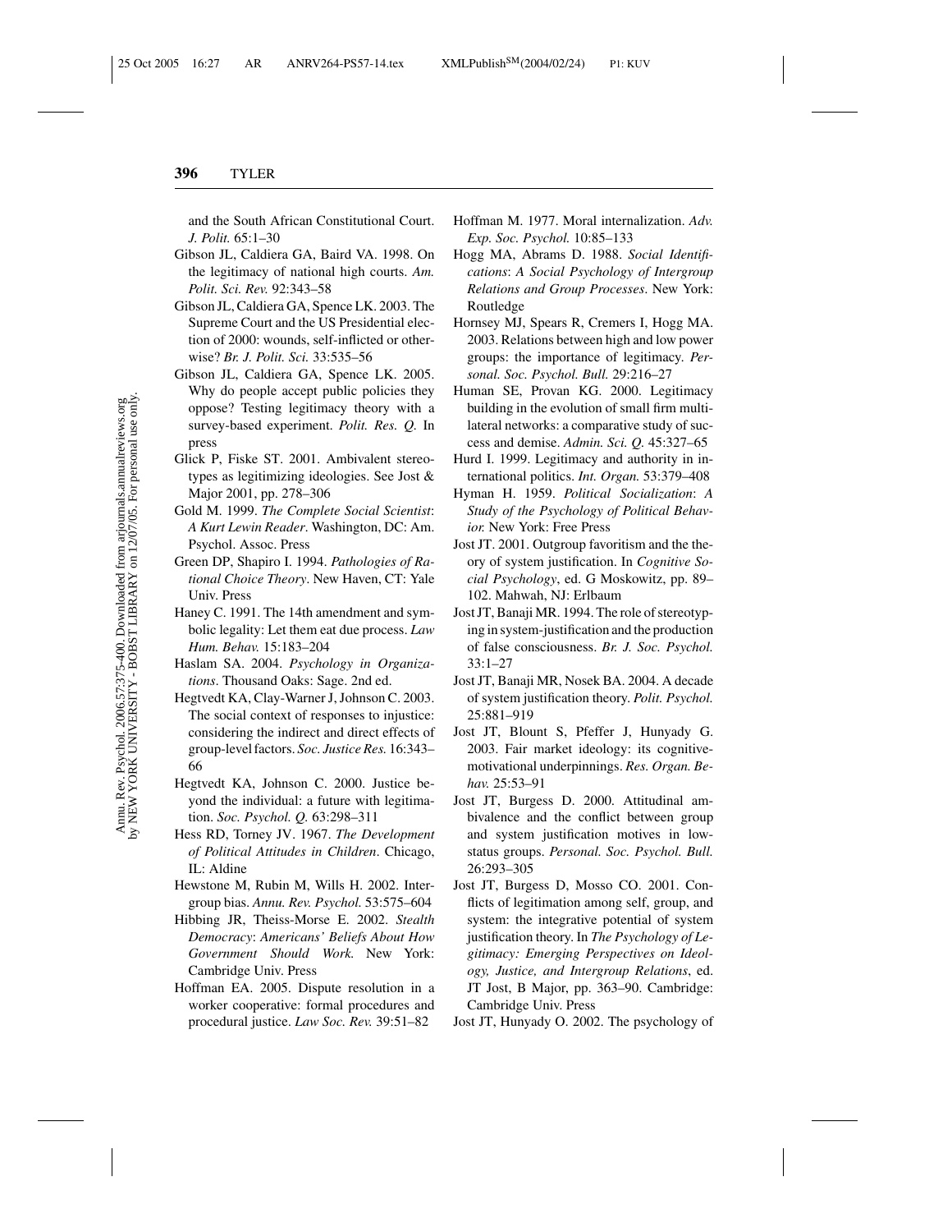and the South African Constitutional Court. *J. Polit.* 65:1–30

Gibson JL, Caldiera GA, Baird VA. 1998. On the legitimacy of national high courts. *Am. Polit. Sci. Rev.* 92:343–58

Gibson JL, Caldiera GA, Spence LK. 2003. The Supreme Court and the US Presidential election of 2000: wounds, self-inflicted or otherwise? *Br. J. Polit. Sci.* 33:535–56

Gibson JL, Caldiera GA, Spence LK. 2005. Why do people accept public policies they oppose? Testing legitimacy theory with a survey-based experiment. *Polit. Res. Q.* In press

Glick P, Fiske ST. 2001. Ambivalent stereotypes as legitimizing ideologies. See Jost & Major 2001, pp. 278–306

Gold M. 1999. *The Complete Social Scientist: A Kurt Lewin Reader*. Washington, DC: Am. Psychol. Assoc. Press

Green DP, Shapiro I. 1994. *Pathologies of Rational Choice Theory*. New Haven, CT: Yale Univ. Press

Haney C. 1991. The 14th amendment and symbolic legality: Let them eat due process. *Law Hum. Behav.* 15:183–204

Haslam SA. 2004. *Psychology in Organizations*. Thousand Oaks: Sage. 2nd ed.

Hegtvedt KA, Clay-Warner J, Johnson C. 2003. The social context of responses to injustice: considering the indirect and direct effects of group-level factors. *Soc. Justice Res.* 16:343–66

Hegtvedt KA, Johnson C. 2000. Justice beyond the individual: a future with legitimation. *Soc. Psychol. Q.* 63:298–311

Hess RD, Torney JV. 1967. *The Development of Political Attitudes in Children*. Chicago, IL: Aldine

Hewstone M, Rubin M, Wills H. 2002. Intergroup bias. *Annu. Rev. Psychol.* 53:575–604

Hibbing JR, Theiss-Morse E. 2002. *Stealth Democracy: Americans' Beliefs About How Government Should Work.* New York: Cambridge Univ. Press

Hoffman EA. 2005. Dispute resolution in a worker cooperative: formal procedures and procedural justice. *Law Soc. Rev.* 39:51–82

Hoffman M. 1977. Moral internalization. *Adv. Exp. Soc. Psychol.* 10:85–133

Hogg MA, Abrams D. 1988. *Social Identifications: A Social Psychology of Intergroup Relations and Group Processes*. New York: Routledge

Hornsey MJ, Spears R, Cremers I, Hogg MA. 2003. Relations between high and low power groups: the importance of legitimacy. *Personal. Soc. Psychol. Bull.* 29:216–27

Human SE, Provan KG. 2000. Legitimacy building in the evolution of small firm multilateral networks: a comparative study of success and demise. *Admin. Sci. Q.* 45:327–65

Hurd I. 1999. Legitimacy and authority in international politics. *Int. Organ.* 53:379–408

Hyman H. 1959. *Political Socialization: A Study of the Psychology of Political Behavior.* New York: Free Press

Jost JT. 2001. Outgroup favoritism and the theory of system justification. In *Cognitive Social Psychology*, ed. G Moskowitz, pp. 89–102. Mahwah, NJ: Erlbaum

Jost JT, Banaji MR. 1994. The role of stereotyping in system-justification and the production of false consciousness. *Br. J. Soc. Psychol.* 33:1–27

Jost JT, Banaji MR, Nosek BA. 2004. A decade of system justification theory. *Polit. Psychol.* 25:881–919

Jost JT, Blount S, Pfeffer J, Hunyady G. 2003. Fair market ideology: its cognitive-motivational underpinnings. *Res. Organ. Behav.* 25:53–91

Jost JT, Burgess D. 2000. Attitudinal ambivalence and the conflict between group and system justification motives in low-status groups. *Personal. Soc. Psychol. Bull.* 26:293–305

Jost JT, Burgess D, Mosso CO. 2001. Conflicts of legitimation among self, group, and system: the integrative potential of system justification theory. In *The Psychology of Legitimacy: Emerging Perspectives on Ideology, Justice, and Intergroup Relations*, ed. JT Jost, B Major, pp. 363–90. Cambridge: Cambridge Univ. Press

Jost JT, Hunyady O. 2002. The psychology of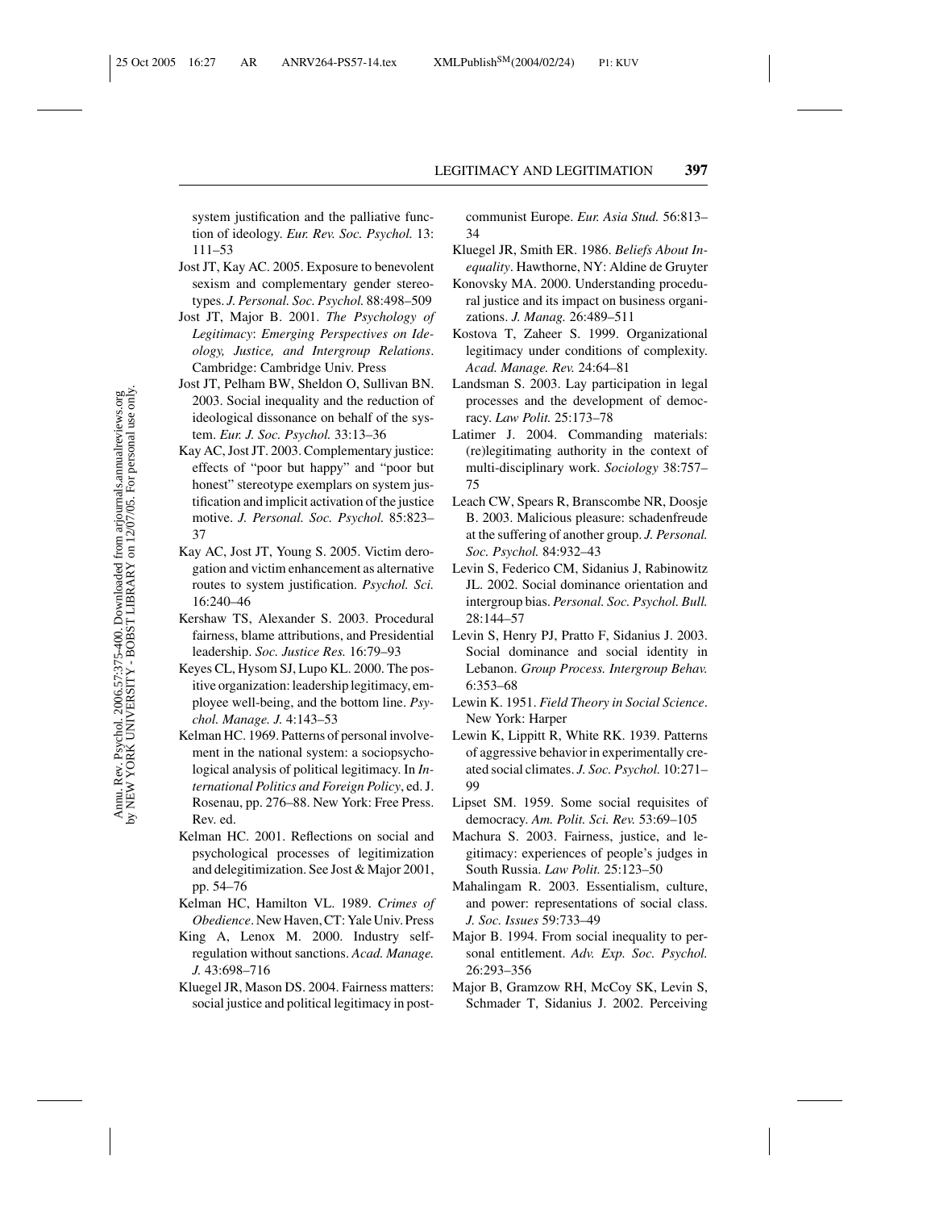system justification and the palliative function of ideology. *Eur. Rev. Soc. Psychol.* 13: 111–53

Jost JT, Kay AC. 2005. Exposure to benevolent sexism and complementary gender stereotypes. *J. Personal. Soc. Psychol.* 88:498–509

Jost JT, Major B. 2001. *The Psychology of Legitimacy*: *Emerging Perspectives on Ideology, Justice, and Intergroup Relations*. Cambridge: Cambridge Univ. Press

Jost JT, Pelham BW, Sheldon O, Sullivan BN. 2003. Social inequality and the reduction of ideological dissonance on behalf of the system. *Eur. J. Soc. Psychol.* 33:13–36

Kay AC, Jost JT. 2003. Complementary justice: effects of "poor but happy" and "poor but honest" stereotype exemplars on system justification and implicit activation of the justice motive. *J. Personal. Soc. Psychol.* 85:823–37

Kay AC, Jost JT, Young S. 2005. Victim derogation and victim enhancement as alternative routes to system justification. *Psychol. Sci.* 16:240–46

Kershaw TS, Alexander S. 2003. Procedural fairness, blame attributions, and Presidential leadership. *Soc. Justice Res.* 16:79–93

Keyes CL, Hysom SJ, Lupo KL. 2000. The positive organization: leadership legitimacy, employee well-being, and the bottom line. *Psychol. Manage. J.* 4:143–53

Kelman HC. 1969. Patterns of personal involvement in the national system: a sociopsychological analysis of political legitimacy. In *International Politics and Foreign Policy*, ed. J. Rosenau, pp. 276–88. New York: Free Press. Rev. ed.

Kelman HC. 2001. Reflections on social and psychological processes of legitimization and delegitimization. See Jost & Major 2001, pp. 54–76

Kelman HC, Hamilton VL. 1989. *Crimes of Obedience*. New Haven, CT: Yale Univ. Press

King A, Lenox M. 2000. Industry self-regulation without sanctions. *Acad. Manage. J.* 43:698–716

Kluegel JR, Mason DS. 2004. Fairness matters: social justice and political legitimacy in post-communist Europe. *Eur. Asia Stud.* 56:813–34

Kluegel JR, Smith ER. 1986. *Beliefs About Inequality*. Hawthorne, NY: Aldine de Gruyter

Konovsky MA. 2000. Understanding procedural justice and its impact on business organizations. *J. Manag.* 26:489–511

Kostova T, Zaheer S. 1999. Organizational legitimacy under conditions of complexity. *Acad. Manage. Rev.* 24:64–81

Landsman S. 2003. Lay participation in legal processes and the development of democracy. *Law Polit.* 25:173–78

Latimer J. 2004. Commanding materials: (re)legitimating authority in the context of multi-disciplinary work. *Sociology* 38:757–75

Leach CW, Spears R, Branscombe NR, Doosje B. 2003. Malicious pleasure: schadenfreude at the suffering of another group. *J. Personal. Soc. Psychol.* 84:932–43

Levin S, Federico CM, Sidanius J, Rabinowitz JL. 2002. Social dominance orientation and intergroup bias. *Personal. Soc. Psychol. Bull.* 28:144–57

Levin S, Henry PJ, Pratto F, Sidanius J. 2003. Social dominance and social identity in Lebanon. *Group Process. Intergroup Behav.* 6:353–68

Lewin K. 1951. *Field Theory in Social Science*. New York: Harper

Lewin K, Lippitt R, White RK. 1939. Patterns of aggressive behavior in experimentally created social climates. *J. Soc. Psychol.* 10:271–99

Lipset SM. 1959. Some social requisites of democracy. *Am. Polit. Sci. Rev.* 53:69–105

Machura S. 2003. Fairness, justice, and legitimacy: experiences of people's judges in South Russia. *Law Polit.* 25:123–50

Mahalingam R. 2003. Essentialism, culture, and power: representations of social class. *J. Soc. Issues* 59:733–49

Major B. 1994. From social inequality to personal entitlement. *Adv. Exp. Soc. Psychol.* 26:293–356

Major B, Gramzow RH, McCoy SK, Levin S, Schmader T, Sidanius J. 2002. Perceiving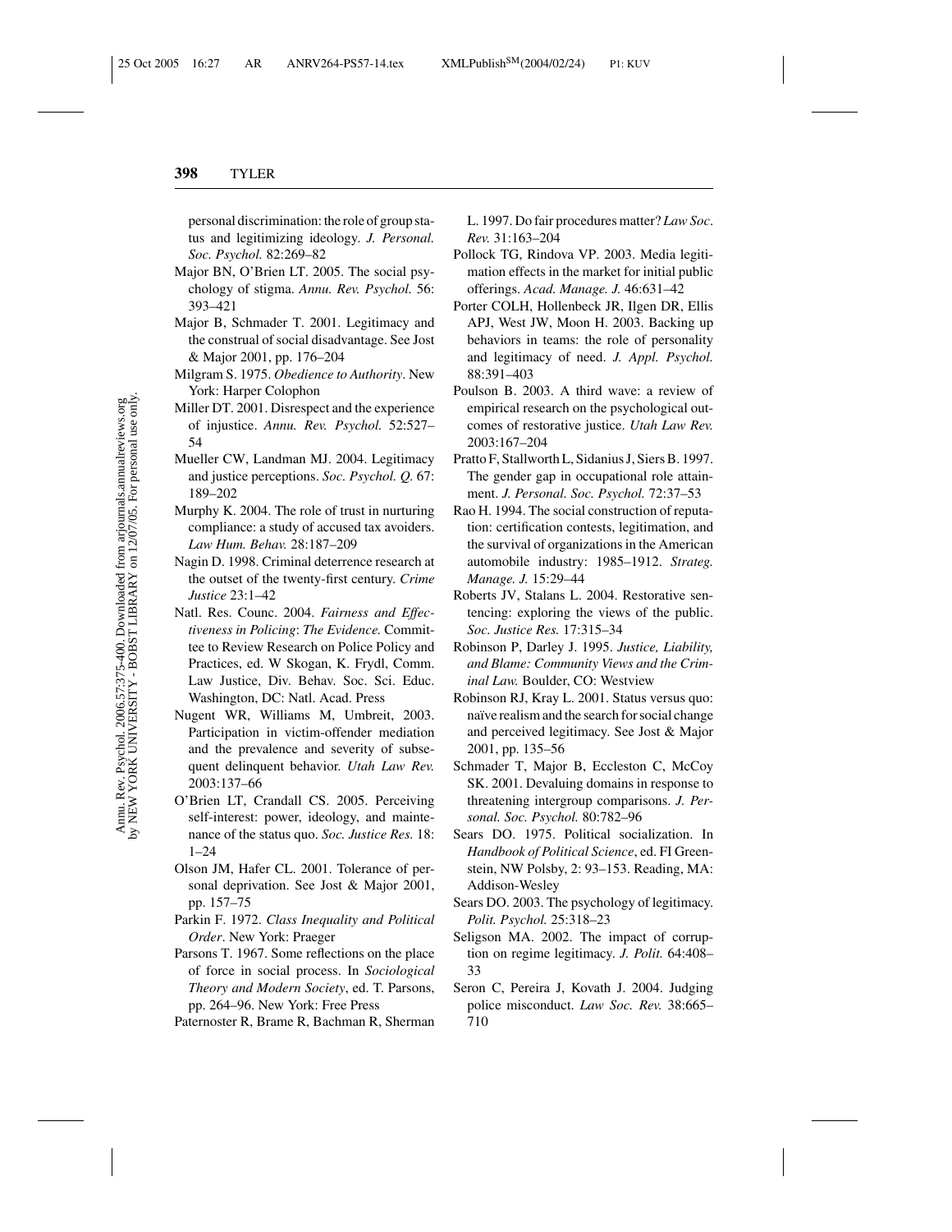personal discrimination: the role of group status and legitimizing ideology. *J. Personal. Soc. Psychol.* 82:269–82

Major BN, O'Brien LT. 2005. The social psychology of stigma. *Annu. Rev. Psychol.* 56: 393–421

Major B, Schmader T. 2001. Legitimacy and the construal of social disadvantage. See Jost & Major 2001, pp. 176–204

Milgram S. 1975. *Obedience to Authority*. New York: Harper Colophon

Miller DT. 2001. Disrespect and the experience of injustice. *Annu. Rev. Psychol.* 52:527–54

Mueller CW, Landman MJ. 2004. Legitimacy and justice perceptions. *Soc. Psychol. Q.* 67: 189–202

Murphy K. 2004. The role of trust in nurturing compliance: a study of accused tax avoiders. *Law Hum. Behav.* 28:187–209

Nagin D. 1998. Criminal deterrence research at the outset of the twenty-first century. *Crime Justice* 23:1–42

Natl. Res. Counc. 2004. *Fairness and Effectiveness in Policing*: *The Evidence.* Committee to Review Research on Police Policy and Practices, ed. W Skogan, K. Frydl, Comm. Law Justice, Div. Behav. Soc. Sci. Educ. Washington, DC: Natl. Acad. Press

Nugent WR, Williams M, Umbreit, 2003. Participation in victim-offender mediation and the prevalence and severity of subsequent delinquent behavior. *Utah Law Rev.* 2003:137–66

O'Brien LT, Crandall CS. 2005. Perceiving self-interest: power, ideology, and maintenance of the status quo. *Soc. Justice Res.* 18: 1–24

Olson JM, Hafer CL. 2001. Tolerance of personal deprivation. See Jost & Major 2001, pp. 157–75

Parkin F. 1972. *Class Inequality and Political Order*. New York: Praeger

Parsons T. 1967. Some reflections on the place of force in social process. In *Sociological Theory and Modern Society*, ed. T. Parsons, pp. 264–96. New York: Free Press

Paternoster R, Brame R, Bachman R, Sherman L. 1997. Do fair procedures matter? *Law Soc. Rev.* 31:163–204

Pollock TG, Rindova VP. 2003. Media legitimation effects in the market for initial public offerings. *Acad. Manage. J.* 46:631–42

Porter COLH, Hollenbeck JR, Ilgen DR, Ellis APJ, West JW, Moon H. 2003. Backing up behaviors in teams: the role of personality and legitimacy of need. *J. Appl. Psychol.* 88:391–403

Poulson B. 2003. A third wave: a review of empirical research on the psychological outcomes of restorative justice. *Utah Law Rev.* 2003:167–204

Pratto F, Stallworth L, Sidanius J, Siers B. 1997. The gender gap in occupational role attainment. *J. Personal. Soc. Psychol.* 72:37–53

Rao H. 1994. The social construction of reputation: certification contests, legitimation, and the survival of organizations in the American automobile industry: 1985–1912. *Strateg. Manage. J.* 15:29–44

Roberts JV, Stalans L. 2004. Restorative sentencing: exploring the views of the public. *Soc. Justice Res.* 17:315–34

Robinson P, Darley J. 1995. *Justice, Liability, and Blame: Community Views and the Criminal Law.* Boulder, CO: Westview

Robinson RJ, Kray L. 2001. Status versus quo: naïve realism and the search for social change and perceived legitimacy. See Jost & Major 2001, pp. 135–56

Schmader T, Major B, Eccleston C, McCoy SK. 2001. Devaluing domains in response to threatening intergroup comparisons. *J. Personal. Soc. Psychol.* 80:782–96

Sears DO. 1975. Political socialization. In *Handbook of Political Science*, ed. FI Greenstein, NW Polsby, 2: 93–153. Reading, MA: Addison-Wesley

Sears DO. 2003. The psychology of legitimacy. *Polit. Psychol.* 25:318–23

Seligson MA. 2002. The impact of corruption on regime legitimacy. *J. Polit.* 64:408–33

Seron C, Pereira J, Kovath J. 2004. Judging police misconduct. *Law Soc. Rev.* 38:665–710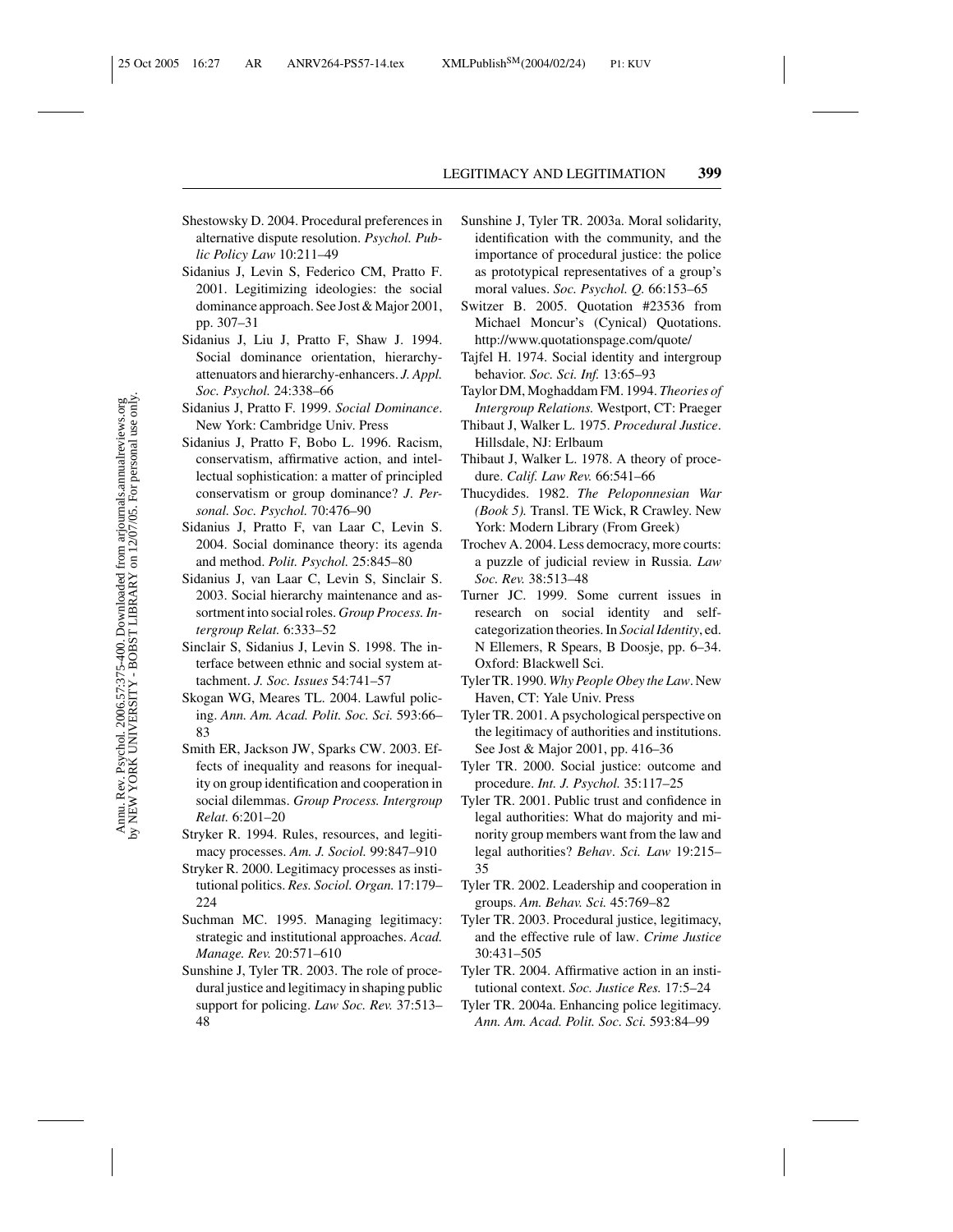Shestowsky D. 2004. Procedural preferences in alternative dispute resolution. *Psychol. Public Policy Law* 10:211–49

Sidanius J, Levin S, Federico CM, Pratto F. 2001. Legitimizing ideologies: the social dominance approach. See Jost & Major 2001, pp. 307–31

Sidanius J, Liu J, Pratto F, Shaw J. 1994. Social dominance orientation, hierarchy-attenuators and hierarchy-enhancers. *J. Appl. Soc. Psychol.* 24:338–66

Sidanius J, Pratto F. 1999. *Social Dominance*. New York: Cambridge Univ. Press

Sidanius J, Pratto F, Bobo L. 1996. Racism, conservatism, affirmative action, and intellectual sophistication: a matter of principled conservatism or group dominance? *J. Personal. Soc. Psychol.* 70:476–90

Sidanius J, Pratto F, van Laar C, Levin S. 2004. Social dominance theory: its agenda and method. *Polit. Psychol.* 25:845–80

Sidanius J, van Laar C, Levin S, Sinclair S. 2003. Social hierarchy maintenance and assortment into social roles. *Group Process. Intergroup Relat.* 6:333–52

Sinclair S, Sidanius J, Levin S. 1998. The interface between ethnic and social system attachment. *J. Soc. Issues* 54:741–57

Skogan WG, Meares TL. 2004. Lawful policing. *Ann. Am. Acad. Polit. Soc. Sci.* 593:66–83

Smith ER, Jackson JW, Sparks CW. 2003. Effects of inequality and reasons for inequality on group identification and cooperation in social dilemmas. *Group Process. Intergroup Relat.* 6:201–20

Stryker R. 1994. Rules, resources, and legitimacy processes. *Am. J. Sociol.* 99:847–910

Stryker R. 2000. Legitimacy processes as institutional politics. *Res. Sociol. Organ.* 17:179–224

Suchman MC. 1995. Managing legitimacy: strategic and institutional approaches. *Acad. Manage. Rev.* 20:571–610

Sunshine J, Tyler TR. 2003. The role of procedural justice and legitimacy in shaping public support for policing. *Law Soc. Rev.* 37:513–48

Sunshine J, Tyler TR. 2003a. Moral solidarity, identification with the community, and the importance of procedural justice: the police as prototypical representatives of a group's moral values. *Soc. Psychol. Q.* 66:153–65

Switzer B. 2005. Quotation #23536 from Michael Moncur's (Cynical) Quotations. http://www.quotationspage.com/quote/

Tajfel H. 1974. Social identity and intergroup behavior. *Soc. Sci. Inf.* 13:65–93

Taylor DM, Moghaddam FM. 1994. *Theories of Intergroup Relations.* Westport, CT: Praeger

Thibaut J, Walker L. 1975. *Procedural Justice*. Hillsdale, NJ: Erlbaum

Thibaut J, Walker L. 1978. A theory of procedure. *Calif. Law Rev.* 66:541–66

Thucydides. 1982. *The Peloponnesian War (Book 5).* Transl. TE Wick, R Crawley. New York: Modern Library (From Greek)

Trochev A. 2004. Less democracy, more courts: a puzzle of judicial review in Russia. *Law Soc. Rev.* 38:513–48

Turner JC. 1999. Some current issues in research on social identity and self-categorization theories. In *Social Identity*, ed. N Ellemers, R Spears, B Doosje, pp. 6–34. Oxford: Blackwell Sci.

Tyler TR. 1990. *Why People Obey the Law*. New Haven, CT: Yale Univ. Press

Tyler TR. 2001. A psychological perspective on the legitimacy of authorities and institutions. See Jost & Major 2001, pp. 416–36

Tyler TR. 2000. Social justice: outcome and procedure. *Int. J. Psychol.* 35:117–25

Tyler TR. 2001. Public trust and confidence in legal authorities: What do majority and minority group members want from the law and legal authorities? *Behav. Sci. Law* 19:215–35

Tyler TR. 2002. Leadership and cooperation in groups. *Am. Behav. Sci.* 45:769–82

Tyler TR. 2003. Procedural justice, legitimacy, and the effective rule of law. *Crime Justice* 30:431–505

Tyler TR. 2004. Affirmative action in an institutional context. *Soc. Justice Res.* 17:5–24

Tyler TR. 2004a. Enhancing police legitimacy. *Ann. Am. Acad. Polit. Soc. Sci.* 593:84–99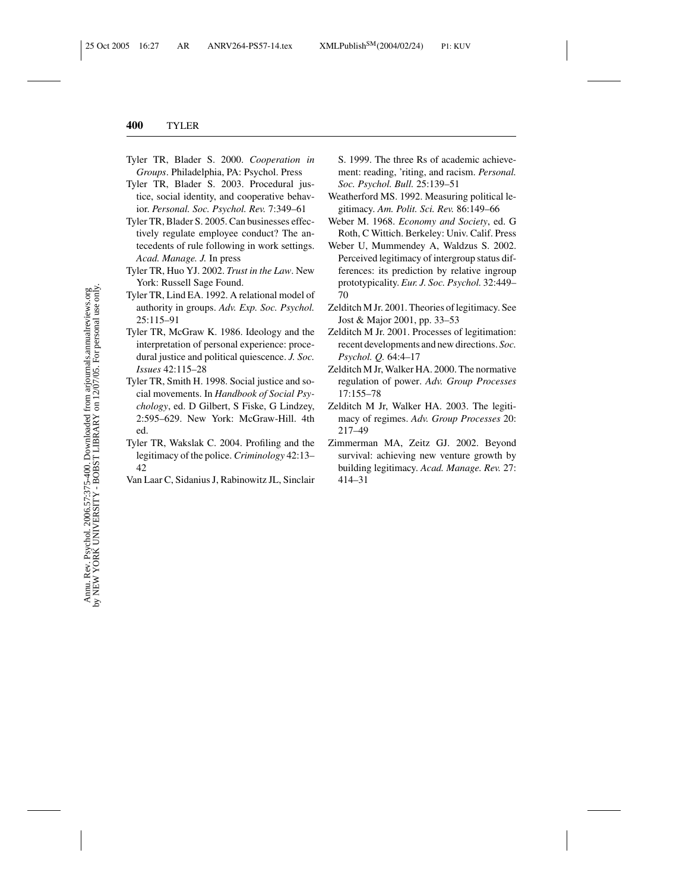Tyler TR, Blader S. 2000. *Cooperation in Groups*. Philadelphia, PA: Psychol. Press

Tyler TR, Blader S. 2003. Procedural justice, social identity, and cooperative behavior. *Personal. Soc. Psychol. Rev.* 7:349–61

Tyler TR, Blader S. 2005. Can businesses effectively regulate employee conduct? The antecedents of rule following in work settings. *Acad. Manage. J.* In press

Tyler TR, Huo YJ. 2002. *Trust in the Law*. New York: Russell Sage Found.

Tyler TR, Lind EA. 1992. A relational model of authority in groups. *Adv. Exp. Soc. Psychol.* 25:115–91

Tyler TR, McGraw K. 1986. Ideology and the interpretation of personal experience: procedural justice and political quiescence. *J. Soc. Issues* 42:115–28

Tyler TR, Smith H. 1998. Social justice and social movements. In *Handbook of Social Psychology*, ed. D Gilbert, S Fiske, G Lindzey, 2:595–629. New York: McGraw-Hill. 4th ed.

Tyler TR, Wakslak C. 2004. Profiling and the legitimacy of the police. *Criminology* 42:13–42

Van Laar C, Sidanius J, Rabinowitz JL, Sinclair S. 1999. The three Rs of academic achievement: reading, 'riting, and racism. *Personal. Soc. Psychol. Bull.* 25:139–51

Weatherford MS. 1992. Measuring political legitimacy. *Am. Polit. Sci. Rev.* 86:149–66

Weber M. 1968. *Economy and Society*, ed. G Roth, C Wittich. Berkeley: Univ. Calif. Press

Weber U, Mummendey A, Waldzus S. 2002. Perceived legitimacy of intergroup status differences: its prediction by relative ingroup prototypicality. *Eur. J. Soc. Psychol.* 32:449–70

Zelditch M Jr. 2001. Theories of legitimacy. See Jost & Major 2001, pp. 33–53

Zelditch M Jr. 2001. Processes of legitimation: recent developments and new directions. *Soc. Psychol. Q.* 64:4–17

Zelditch M Jr, Walker HA. 2000. The normative regulation of power. *Adv. Group Processes* 17:155–78

Zelditch M Jr, Walker HA. 2003. The legitimacy of regimes. *Adv. Group Processes* 20: 217–49

Zimmerman MA, Zeitz GJ. 2002. Beyond survival: achieving new venture growth by building legitimacy. *Acad. Manage. Rev.* 27: 414–31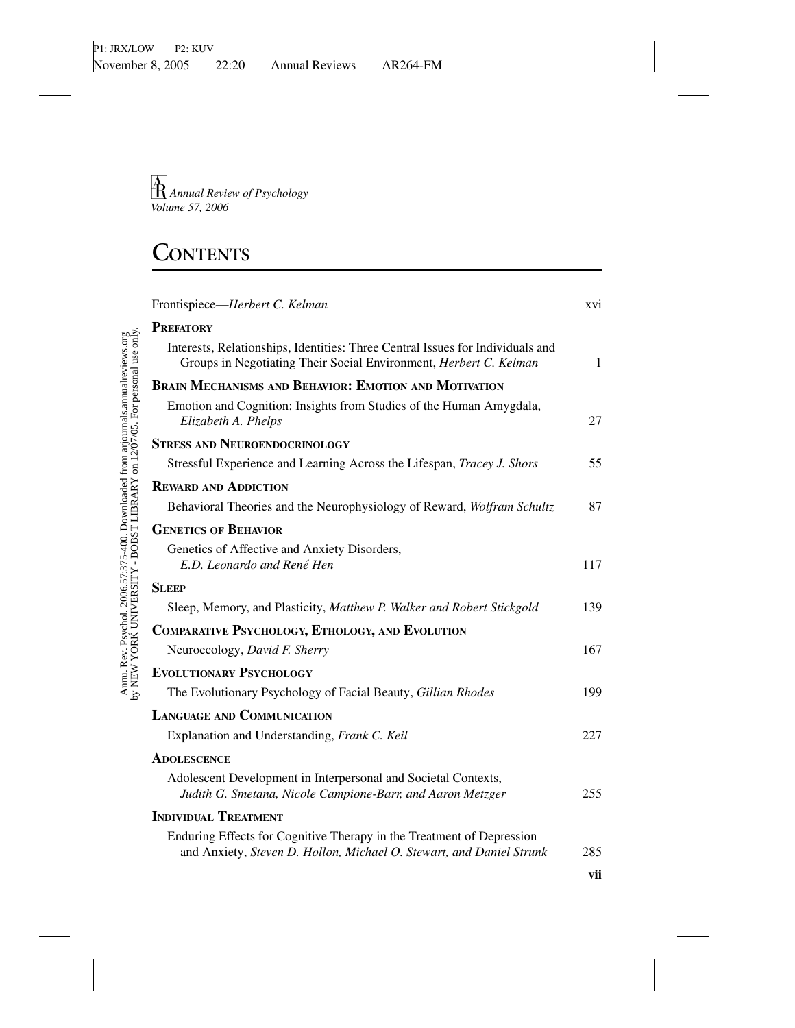*Annual Review of Psychology*
*Volume 57, 2006*

# Contents

Frontispiece—*Herbert C. Kelman* xvi

**Prefatory**

Interests, Relationships, Identities: Three Central Issues for Individuals and Groups in Negotiating Their Social Environment, *Herbert C. Kelman* 1

**Brain Mechanisms and Behavior: Emotion and Motivation**

Emotion and Cognition: Insights from Studies of the Human Amygdala, *Elizabeth A. Phelps* 27

**Stress and Neuroendocrinology**

Stressful Experience and Learning Across the Lifespan, *Tracey J. Shors* 55

**Reward and Addiction**

Behavioral Theories and the Neurophysiology of Reward, *Wolfram Schultz* 87

**Genetics of Behavior**

Genetics of Affective and Anxiety Disorders, *E.D. Leonardo and René Hen* 117

**Sleep**

Sleep, Memory, and Plasticity, *Matthew P. Walker and Robert Stickgold* 139

**Comparative Psychology, Ethology, and Evolution**

Neuroecology, *David F. Sherry* 167

**Evolutionary Psychology**

The Evolutionary Psychology of Facial Beauty, *Gillian Rhodes* 199

**Language and Communication**

Explanation and Understanding, *Frank C. Keil* 227

**Adolescence**

Adolescent Development in Interpersonal and Societal Contexts, *Judith G. Smetana, Nicole Campione-Barr, and Aaron Metzger* 255

**Individual Treatment**

Enduring Effects for Cognitive Therapy in the Treatment of Depression and Anxiety, *Steven D. Hollon, Michael O. Stewart, and Daniel Strunk* 285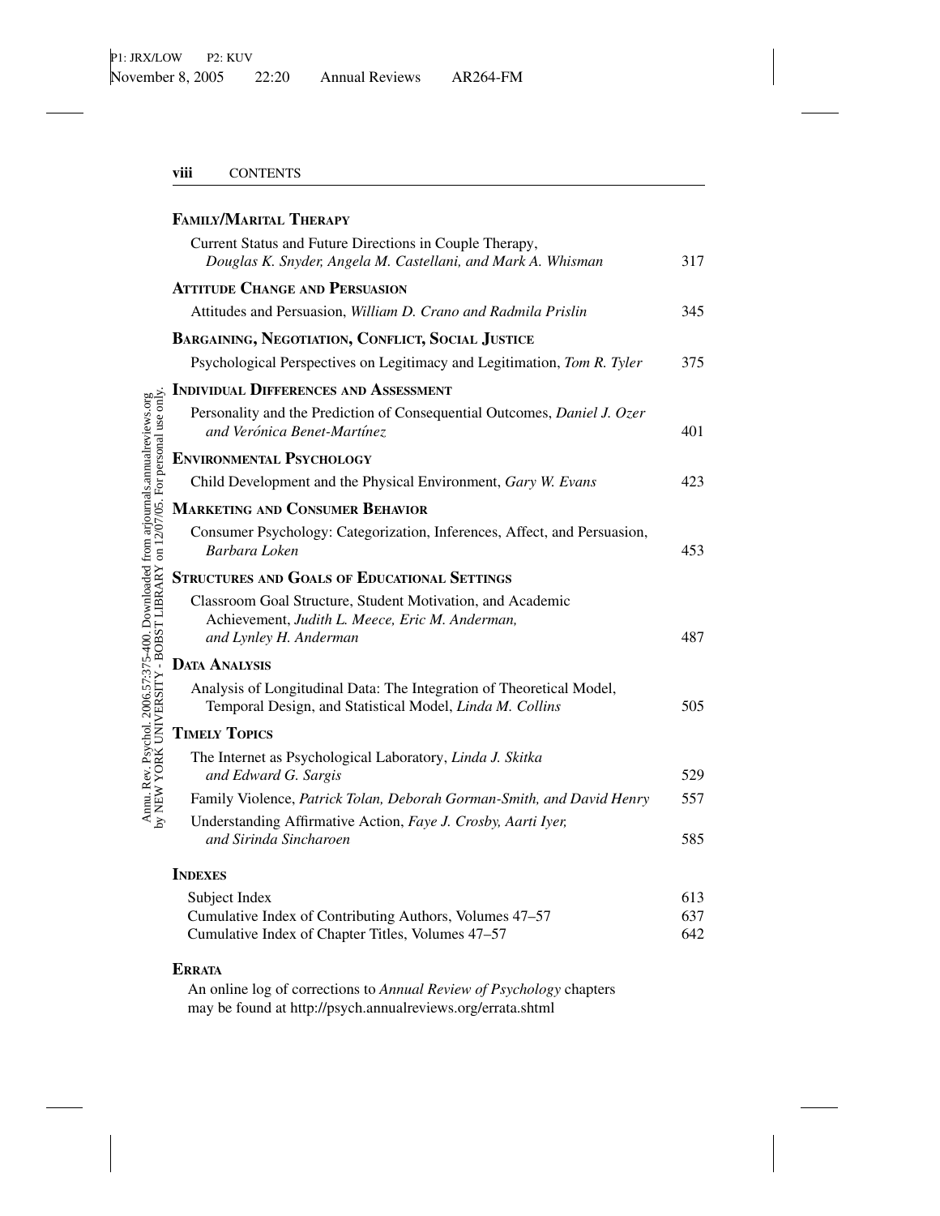## Family/Marital Therapy

Current Status and Future Directions in Couple Therapy, *Douglas K. Snyder, Angela M. Castellani, and Mark A. Whisman* 317

## Attitude Change and Persuasion

Attitudes and Persuasion, *William D. Crano and Radmila Prislin* 345

## Bargaining, Negotiation, Conflict, Social Justice

Psychological Perspectives on Legitimacy and Legitimation, *Tom R. Tyler* 375

## Individual Differences and Assessment

Personality and the Prediction of Consequential Outcomes, *Daniel J. Ozer and Verónica Benet-Martínez* 401

## Environmental Psychology

Child Development and the Physical Environment, *Gary W. Evans* 423

## Marketing and Consumer Behavior

Consumer Psychology: Categorization, Inferences, Affect, and Persuasion, *Barbara Loken* 453

## Structures and Goals of Educational Settings

Classroom Goal Structure, Student Motivation, and Academic Achievement, *Judith L. Meece, Eric M. Anderman, and Lynley H. Anderman* 487

## Data Analysis

Analysis of Longitudinal Data: The Integration of Theoretical Model, Temporal Design, and Statistical Model, *Linda M. Collins* 505

## Timely Topics

The Internet as Psychological Laboratory, *Linda J. Skitka and Edward G. Sargis* 529

Family Violence, *Patrick Tolan, Deborah Gorman-Smith, and David Henry* 557

Understanding Affirmative Action, *Faye J. Crosby, Aarti Iyer, and Sirinda Sincharoen* 585

## Indexes

Subject Index 613

Cumulative Index of Contributing Authors, Volumes 47–57 637

Cumulative Index of Chapter Titles, Volumes 47–57 642

## Errata

An online log of corrections to *Annual Review of Psychology* chapters may be found at http://psych.annualreviews.org/errata.shtml